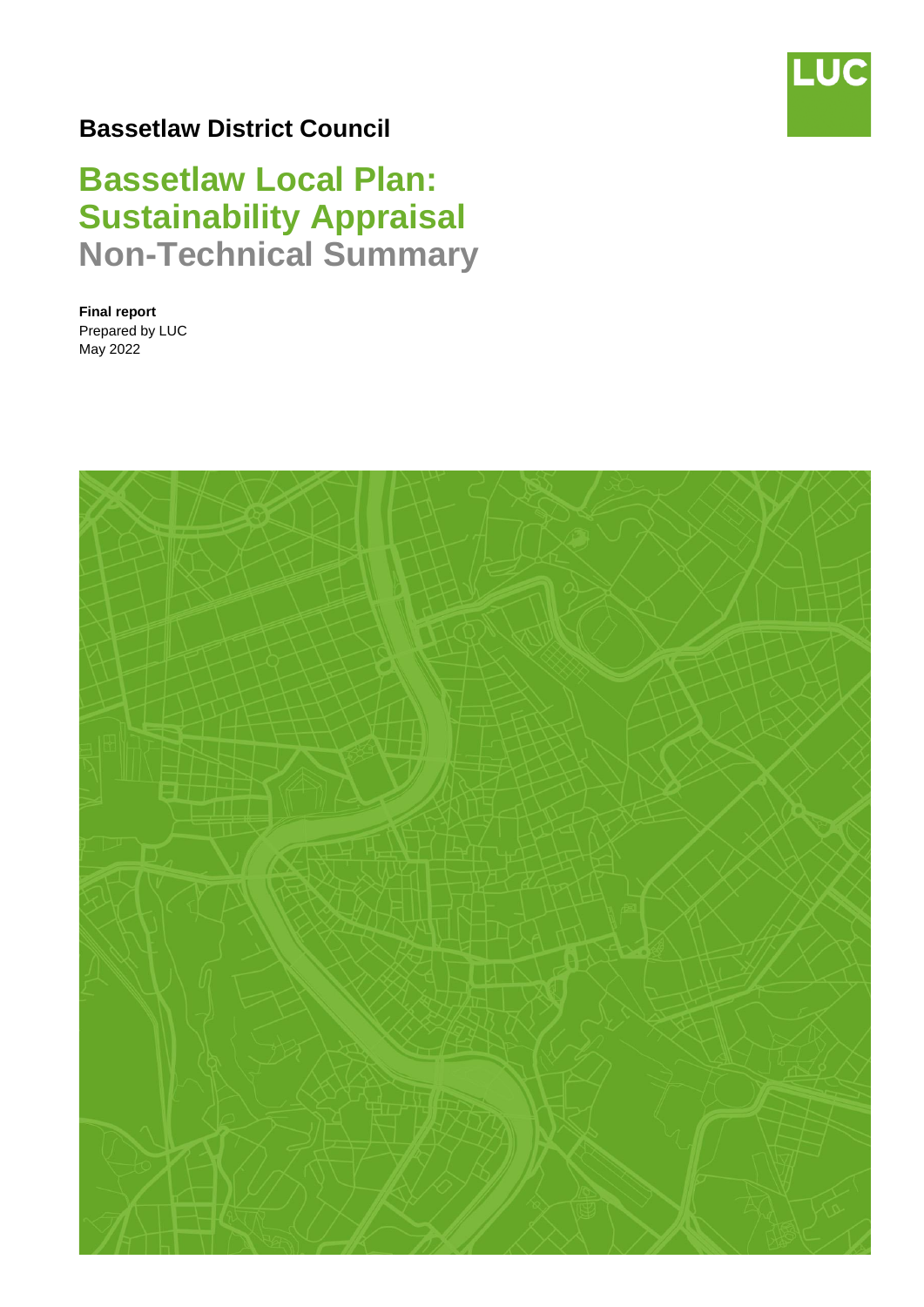LUC

**Bassetlaw District Council**

# Bassetlaw Local Plan: Sustainability Appraisal

## Non-Technical Summary

**Final report**
Prepared by LUC
May 2022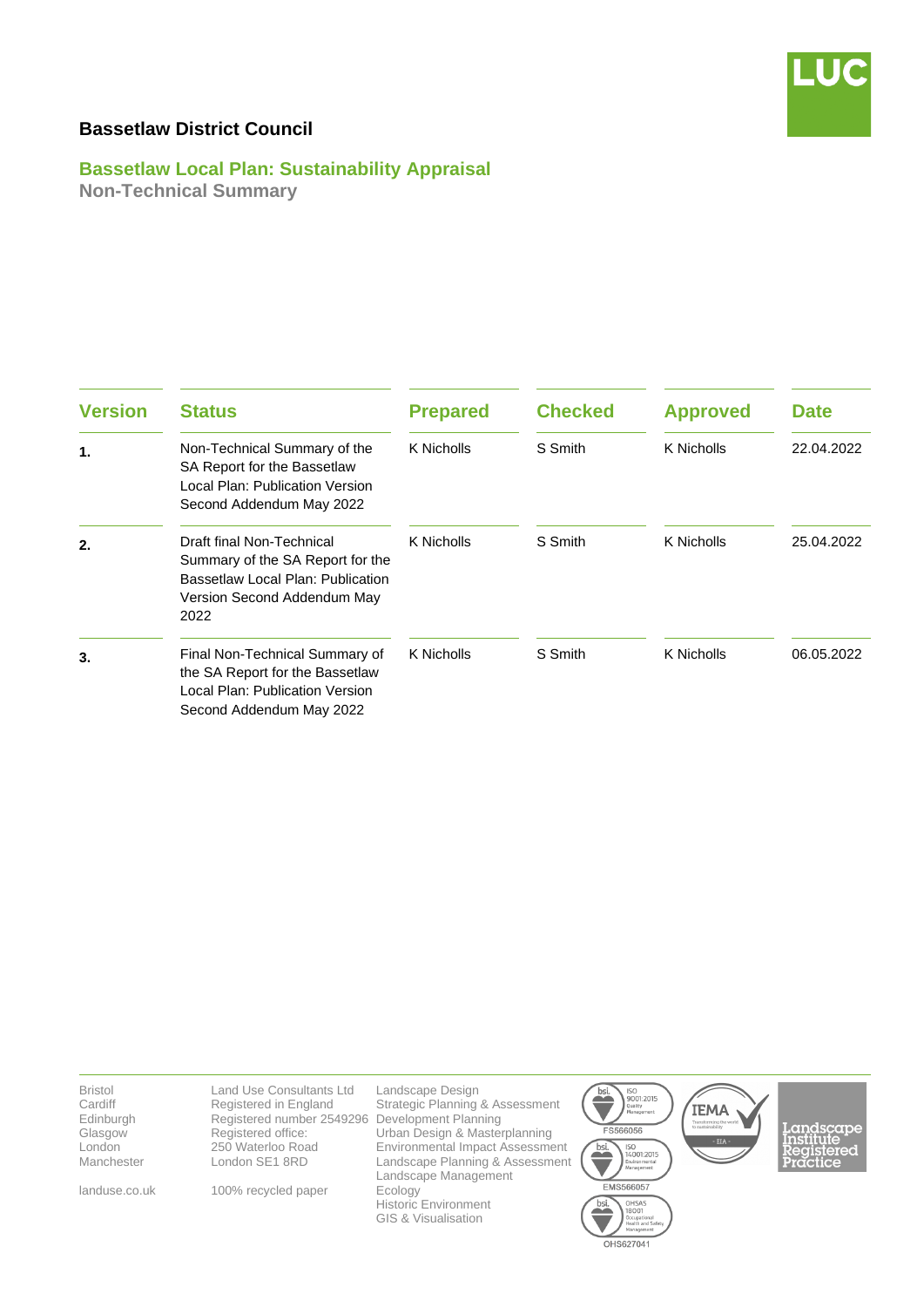**Bassetlaw District Council**

## Bassetlaw Local Plan: Sustainability Appraisal

### Non-Technical Summary

| Version | Status | Prepared | Checked | Approved | Date |
|---|---|---|---|---|---|
| **1.** | Non-Technical Summary of the SA Report for the Bassetlaw Local Plan: Publication Version Second Addendum May 2022 | K Nicholls | S Smith | K Nicholls | 22.04.2022 |
| **2.** | Draft final Non-Technical Summary of the SA Report for the Bassetlaw Local Plan: Publication Version Second Addendum May 2022 | K Nicholls | S Smith | K Nicholls | 25.04.2022 |
| **3.** | Final Non-Technical Summary of the SA Report for the Bassetlaw Local Plan: Publication Version Second Addendum May 2022 | K Nicholls | S Smith | K Nicholls | 06.05.2022 |

Bristol
Cardiff
Edinburgh
Glasgow
London
Manchester

landuse.co.uk

Land Use Consultants Ltd
Registered in England
Registered number 2549296
Registered office:
250 Waterloo Road
London SE1 8RD

100% recycled paper

Landscape Design
Strategic Planning & Assessment
Development Planning
Urban Design & Masterplanning
Environmental Impact Assessment
Landscape Planning & Assessment
Landscape Management
Ecology
Historic Environment
GIS & Visualisation

ISO 9001:2015 Quality Management FS566056
ISO 14001:2015 Environmental Management EMS566057
OHSAS 18001 Occupational Health and Safety Management OHS627041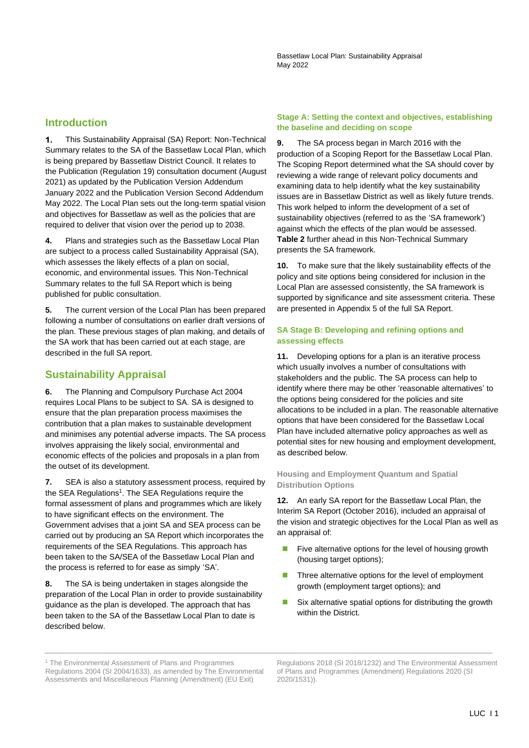## Introduction

**1.** This Sustainability Appraisal (SA) Report: Non-Technical Summary relates to the SA of the Bassetlaw Local Plan, which is being prepared by Bassetlaw District Council. It relates to the Publication (Regulation 19) consultation document (August 2021) as updated by the Publication Version Addendum January 2022 and the Publication Version Second Addendum May 2022. The Local Plan sets out the long-term spatial vision and objectives for Bassetlaw as well as the policies that are required to deliver that vision over the period up to 2038.

**4.** Plans and strategies such as the Bassetlaw Local Plan are subject to a process called Sustainability Appraisal (SA), which assesses the likely effects of a plan on social, economic, and environmental issues. This Non-Technical Summary relates to the full SA Report which is being published for public consultation.

**5.** The current version of the Local Plan has been prepared following a number of consultations on earlier draft versions of the plan. These previous stages of plan making, and details of the SA work that has been carried out at each stage, are described in the full SA report.

## Sustainability Appraisal

**6.** The Planning and Compulsory Purchase Act 2004 requires Local Plans to be subject to SA. SA is designed to ensure that the plan preparation process maximises the contribution that a plan makes to sustainable development and minimises any potential adverse impacts. The SA process involves appraising the likely social, environmental and economic effects of the policies and proposals in a plan from the outset of its development.

**7.** SEA is also a statutory assessment process, required by the SEA Regulations[1]. The SEA Regulations require the formal assessment of plans and programmes which are likely to have significant effects on the environment. The Government advises that a joint SA and SEA process can be carried out by producing an SA Report which incorporates the requirements of the SEA Regulations. This approach has been taken to the SA/SEA of the Bassetlaw Local Plan and the process is referred to for ease as simply 'SA'.

**8.** The SA is being undertaken in stages alongside the preparation of the Local Plan in order to provide sustainability guidance as the plan is developed. The approach that has been taken to the SA of the Bassetlaw Local Plan to date is described below.

### Stage A: Setting the context and objectives, establishing the baseline and deciding on scope

**9.** The SA process began in March 2016 with the production of a Scoping Report for the Bassetlaw Local Plan. The Scoping Report determined what the SA should cover by reviewing a wide range of relevant policy documents and examining data to help identify what the key sustainability issues are in Bassetlaw District as well as likely future trends. This work helped to inform the development of a set of sustainability objectives (referred to as the 'SA framework') against which the effects of the plan would be assessed. **Table 2** further ahead in this Non-Technical Summary presents the SA framework.

**10.** To make sure that the likely sustainability effects of the policy and site options being considered for inclusion in the Local Plan are assessed consistently, the SA framework is supported by significance and site assessment criteria. These are presented in Appendix 5 of the full SA Report.

### SA Stage B: Developing and refining options and assessing effects

**11.** Developing options for a plan is an iterative process which usually involves a number of consultations with stakeholders and the public. The SA process can help to identify where there may be other 'reasonable alternatives' to the options being considered for the policies and site allocations to be included in a plan. The reasonable alternative options that have been considered for the Bassetlaw Local Plan have included alternative policy approaches as well as potential sites for new housing and employment development, as described below.

#### Housing and Employment Quantum and Spatial Distribution Options

**12.** An early SA report for the Bassetlaw Local Plan, the Interim SA Report (October 2016), included an appraisal of the vision and strategic objectives for the Local Plan as well as an appraisal of:

- Five alternative options for the level of housing growth (housing target options);
- Three alternative options for the level of employment growth (employment target options); and
- Six alternative spatial options for distributing the growth within the District.

[1] The Environmental Assessment of Plans and Programmes Regulations 2004 (SI 2004/1633), as amended by The Environmental Assessments and Miscellaneous Planning (Amendment) (EU Exit) Regulations 2018 (SI 2018/1232) and The Environmental Assessment of Plans and Programmes (Amendment) Regulations 2020 (SI 2020/1531)).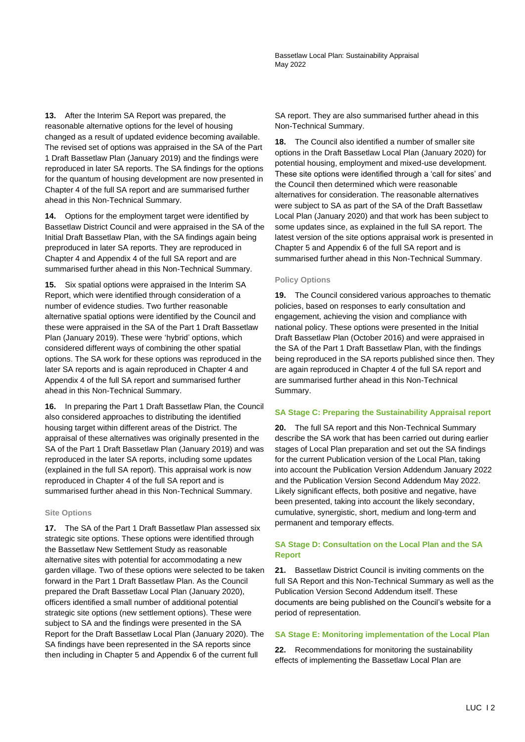**13.** After the Interim SA Report was prepared, the reasonable alternative options for the level of housing changed as a result of updated evidence becoming available. The revised set of options was appraised in the SA of the Part 1 Draft Bassetlaw Plan (January 2019) and the findings were reproduced in later SA reports. The SA findings for the options for the quantum of housing development are now presented in Chapter 4 of the full SA report and are summarised further ahead in this Non-Technical Summary.

**14.** Options for the employment target were identified by Bassetlaw District Council and were appraised in the SA of the Initial Draft Bassetlaw Plan, with the SA findings again being preproduced in later SA reports. They are reproduced in Chapter 4 and Appendix 4 of the full SA report and are summarised further ahead in this Non-Technical Summary.

**15.** Six spatial options were appraised in the Interim SA Report, which were identified through consideration of a number of evidence studies. Two further reasonable alternative spatial options were identified by the Council and these were appraised in the SA of the Part 1 Draft Bassetlaw Plan (January 2019). These were 'hybrid' options, which considered different ways of combining the other spatial options. The SA work for these options was reproduced in the later SA reports and is again reproduced in Chapter 4 and Appendix 4 of the full SA report and summarised further ahead in this Non-Technical Summary.

**16.** In preparing the Part 1 Draft Bassetlaw Plan, the Council also considered approaches to distributing the identified housing target within different areas of the District. The appraisal of these alternatives was originally presented in the SA of the Part 1 Draft Bassetlaw Plan (January 2019) and was reproduced in the later SA reports, including some updates (explained in the full SA report). This appraisal work is now reproduced in Chapter 4 of the full SA report and is summarised further ahead in this Non-Technical Summary.

#### Site Options

**17.** The SA of the Part 1 Draft Bassetlaw Plan assessed six strategic site options. These options were identified through the Bassetlaw New Settlement Study as reasonable alternative sites with potential for accommodating a new garden village. Two of these options were selected to be taken forward in the Part 1 Draft Bassetlaw Plan. As the Council prepared the Draft Bassetlaw Local Plan (January 2020), officers identified a small number of additional potential strategic site options (new settlement options). These were subject to SA and the findings were presented in the SA Report for the Draft Bassetlaw Local Plan (January 2020). The SA findings have been represented in the SA reports since then including in Chapter 5 and Appendix 6 of the current full SA report. They are also summarised further ahead in this Non-Technical Summary.

**18.** The Council also identified a number of smaller site options in the Draft Bassetlaw Local Plan (January 2020) for potential housing, employment and mixed-use development. These site options were identified through a 'call for sites' and the Council then determined which were reasonable alternatives for consideration. The reasonable alternatives were subject to SA as part of the SA of the Draft Bassetlaw Local Plan (January 2020) and that work has been subject to some updates since, as explained in the full SA report. The latest version of the site options appraisal work is presented in Chapter 5 and Appendix 6 of the full SA report and is summarised further ahead in this Non-Technical Summary.

#### Policy Options

**19.** The Council considered various approaches to thematic policies, based on responses to early consultation and engagement, achieving the vision and compliance with national policy. These options were presented in the Initial Draft Bassetlaw Plan (October 2016) and were appraised in the SA of the Part 1 Draft Bassetlaw Plan, with the findings being reproduced in the SA reports published since then. They are again reproduced in Chapter 4 of the full SA report and are summarised further ahead in this Non-Technical Summary.

### SA Stage C: Preparing the Sustainability Appraisal report

**20.** The full SA report and this Non-Technical Summary describe the SA work that has been carried out during earlier stages of Local Plan preparation and set out the SA findings for the current Publication version of the Local Plan, taking into account the Publication Version Addendum January 2022 and the Publication Version Second Addendum May 2022. Likely significant effects, both positive and negative, have been presented, taking into account the likely secondary, cumulative, synergistic, short, medium and long-term and permanent and temporary effects.

### SA Stage D: Consultation on the Local Plan and the SA Report

**21.** Bassetlaw District Council is inviting comments on the full SA Report and this Non-Technical Summary as well as the Publication Version Second Addendum itself. These documents are being published on the Council's website for a period of representation.

### SA Stage E: Monitoring implementation of the Local Plan

**22.** Recommendations for monitoring the sustainability effects of implementing the Bassetlaw Local Plan are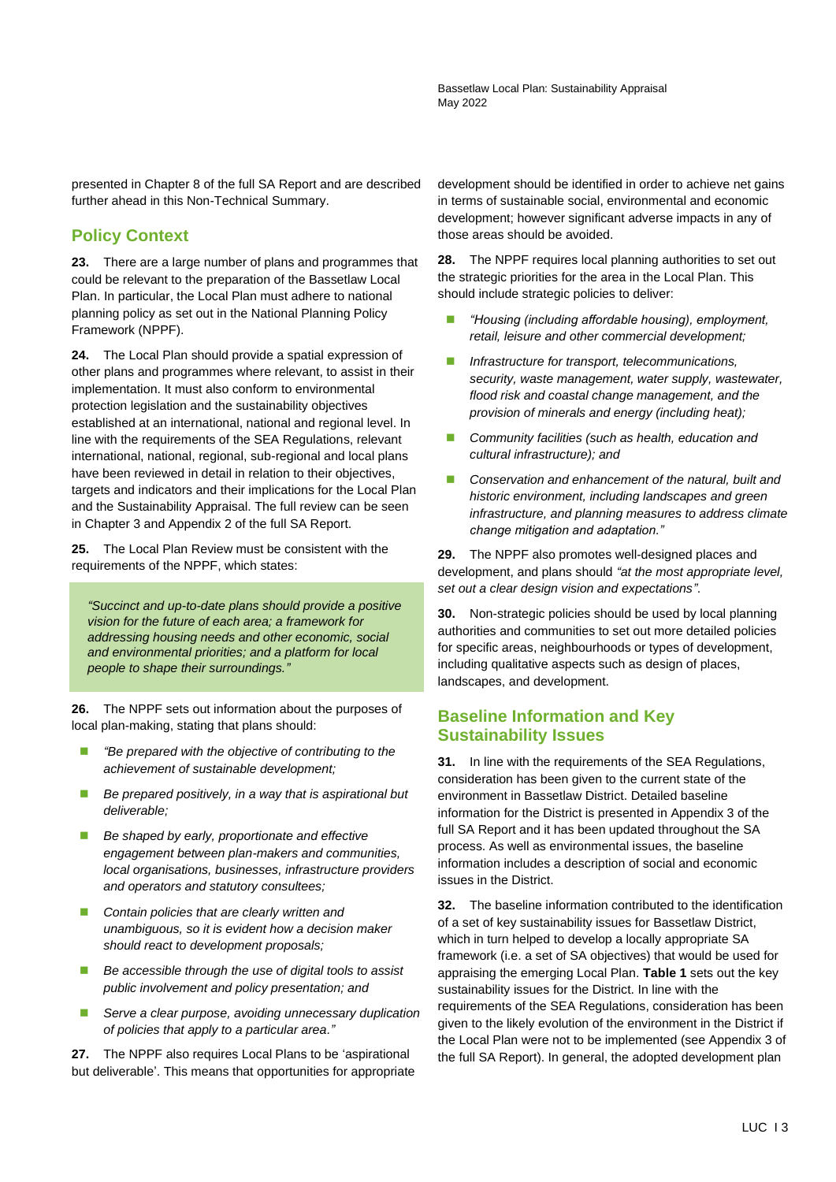presented in Chapter 8 of the full SA Report and are described further ahead in this Non-Technical Summary.

## Policy Context

**23.** There are a large number of plans and programmes that could be relevant to the preparation of the Bassetlaw Local Plan. In particular, the Local Plan must adhere to national planning policy as set out in the National Planning Policy Framework (NPPF).

**24.** The Local Plan should provide a spatial expression of other plans and programmes where relevant, to assist in their implementation. It must also conform to environmental protection legislation and the sustainability objectives established at an international, national and regional level. In line with the requirements of the SEA Regulations, relevant international, national, regional, sub-regional and local plans have been reviewed in detail in relation to their objectives, targets and indicators and their implications for the Local Plan and the Sustainability Appraisal. The full review can be seen in Chapter 3 and Appendix 2 of the full SA Report.

**25.** The Local Plan Review must be consistent with the requirements of the NPPF, which states:

> *"Succinct and up-to-date plans should provide a positive vision for the future of each area; a framework for addressing housing needs and other economic, social and environmental priorities; and a platform for local people to shape their surroundings."*

**26.** The NPPF sets out information about the purposes of local plan-making, stating that plans should:

- *"Be prepared with the objective of contributing to the achievement of sustainable development;*
- *Be prepared positively, in a way that is aspirational but deliverable;*
- *Be shaped by early, proportionate and effective engagement between plan-makers and communities, local organisations, businesses, infrastructure providers and operators and statutory consultees;*
- *Contain policies that are clearly written and unambiguous, so it is evident how a decision maker should react to development proposals;*
- *Be accessible through the use of digital tools to assist public involvement and policy presentation; and*
- *Serve a clear purpose, avoiding unnecessary duplication of policies that apply to a particular area."*

**27.** The NPPF also requires Local Plans to be 'aspirational but deliverable'. This means that opportunities for appropriate development should be identified in order to achieve net gains in terms of sustainable social, environmental and economic development; however significant adverse impacts in any of those areas should be avoided.

**28.** The NPPF requires local planning authorities to set out the strategic priorities for the area in the Local Plan. This should include strategic policies to deliver:

- *"Housing (including affordable housing), employment, retail, leisure and other commercial development;*
- *Infrastructure for transport, telecommunications, security, waste management, water supply, wastewater, flood risk and coastal change management, and the provision of minerals and energy (including heat);*
- *Community facilities (such as health, education and cultural infrastructure); and*
- *Conservation and enhancement of the natural, built and historic environment, including landscapes and green infrastructure, and planning measures to address climate change mitigation and adaptation."*

**29.** The NPPF also promotes well-designed places and development, and plans should *"at the most appropriate level, set out a clear design vision and expectations"*.

**30.** Non-strategic policies should be used by local planning authorities and communities to set out more detailed policies for specific areas, neighbourhoods or types of development, including qualitative aspects such as design of places, landscapes, and development.

## Baseline Information and Key Sustainability Issues

**31.** In line with the requirements of the SEA Regulations, consideration has been given to the current state of the environment in Bassetlaw District. Detailed baseline information for the District is presented in Appendix 3 of the full SA Report and it has been updated throughout the SA process. As well as environmental issues, the baseline information includes a description of social and economic issues in the District.

**32.** The baseline information contributed to the identification of a set of key sustainability issues for Bassetlaw District, which in turn helped to develop a locally appropriate SA framework (i.e. a set of SA objectives) that would be used for appraising the emerging Local Plan. **Table 1** sets out the key sustainability issues for the District. In line with the requirements of the SEA Regulations, consideration has been given to the likely evolution of the environment in the District if the Local Plan were not to be implemented (see Appendix 3 of the full SA Report). In general, the adopted development plan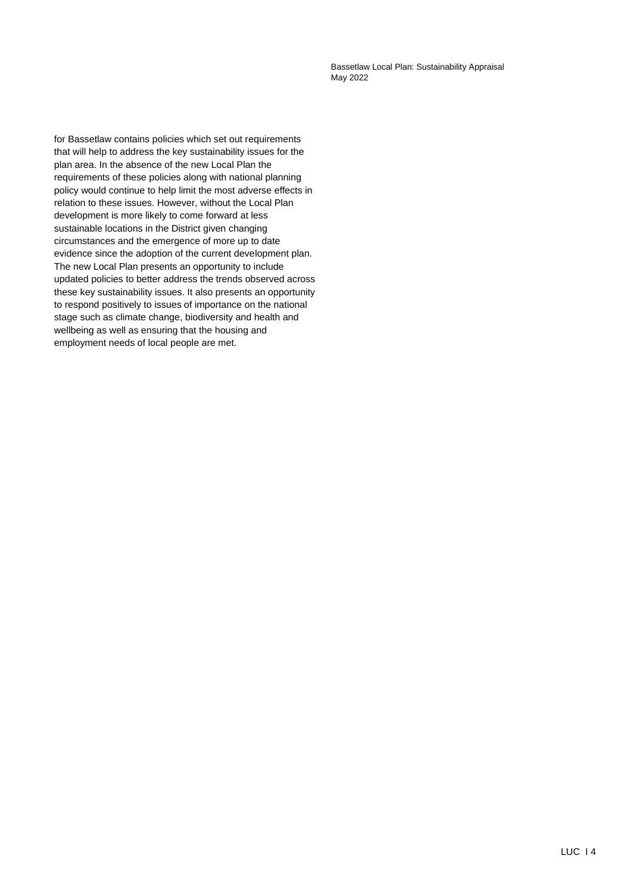for Bassetlaw contains policies which set out requirements that will help to address the key sustainability issues for the plan area. In the absence of the new Local Plan the requirements of these policies along with national planning policy would continue to help limit the most adverse effects in relation to these issues. However, without the Local Plan development is more likely to come forward at less sustainable locations in the District given changing circumstances and the emergence of more up to date evidence since the adoption of the current development plan. The new Local Plan presents an opportunity to include updated policies to better address the trends observed across these key sustainability issues. It also presents an opportunity to respond positively to issues of importance on the national stage such as climate change, biodiversity and health and wellbeing as well as ensuring that the housing and employment needs of local people are met.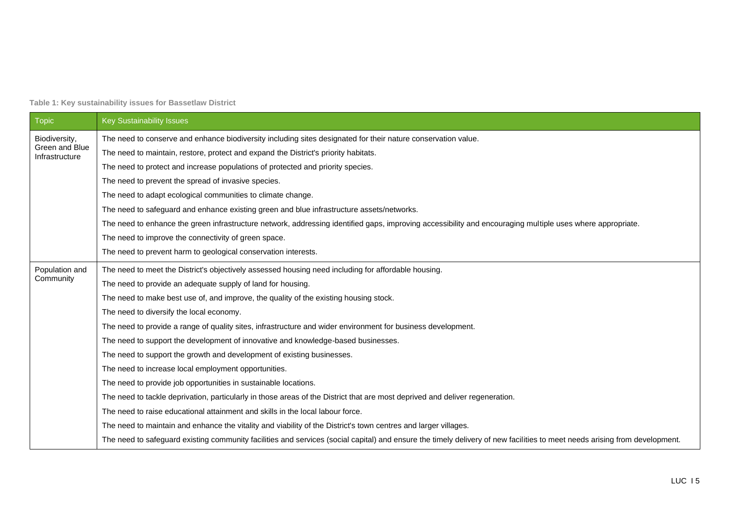**Table 1: Key sustainability issues for Bassetlaw District**

| Topic | Key Sustainability Issues |
|---|---|
| Biodiversity, Green and Blue Infrastructure | The need to conserve and enhance biodiversity including sites designated for their nature conservation value. |
| | The need to maintain, restore, protect and expand the District's priority habitats. |
| | The need to protect and increase populations of protected and priority species. |
| | The need to prevent the spread of invasive species. |
| | The need to adapt ecological communities to climate change. |
| | The need to safeguard and enhance existing green and blue infrastructure assets/networks. |
| | The need to enhance the green infrastructure network, addressing identified gaps, improving accessibility and encouraging multiple uses where appropriate. |
| | The need to improve the connectivity of green space. |
| | The need to prevent harm to geological conservation interests. |
| Population and Community | The need to meet the District's objectively assessed housing need including for affordable housing. |
| | The need to provide an adequate supply of land for housing. |
| | The need to make best use of, and improve, the quality of the existing housing stock. |
| | The need to diversify the local economy. |
| | The need to provide a range of quality sites, infrastructure and wider environment for business development. |
| | The need to support the development of innovative and knowledge-based businesses. |
| | The need to support the growth and development of existing businesses. |
| | The need to increase local employment opportunities. |
| | The need to provide job opportunities in sustainable locations. |
| | The need to tackle deprivation, particularly in those areas of the District that are most deprived and deliver regeneration. |
| | The need to raise educational attainment and skills in the local labour force. |
| | The need to maintain and enhance the vitality and viability of the District's town centres and larger villages. |
| | The need to safeguard existing community facilities and services (social capital) and ensure the timely delivery of new facilities to meet needs arising from development. |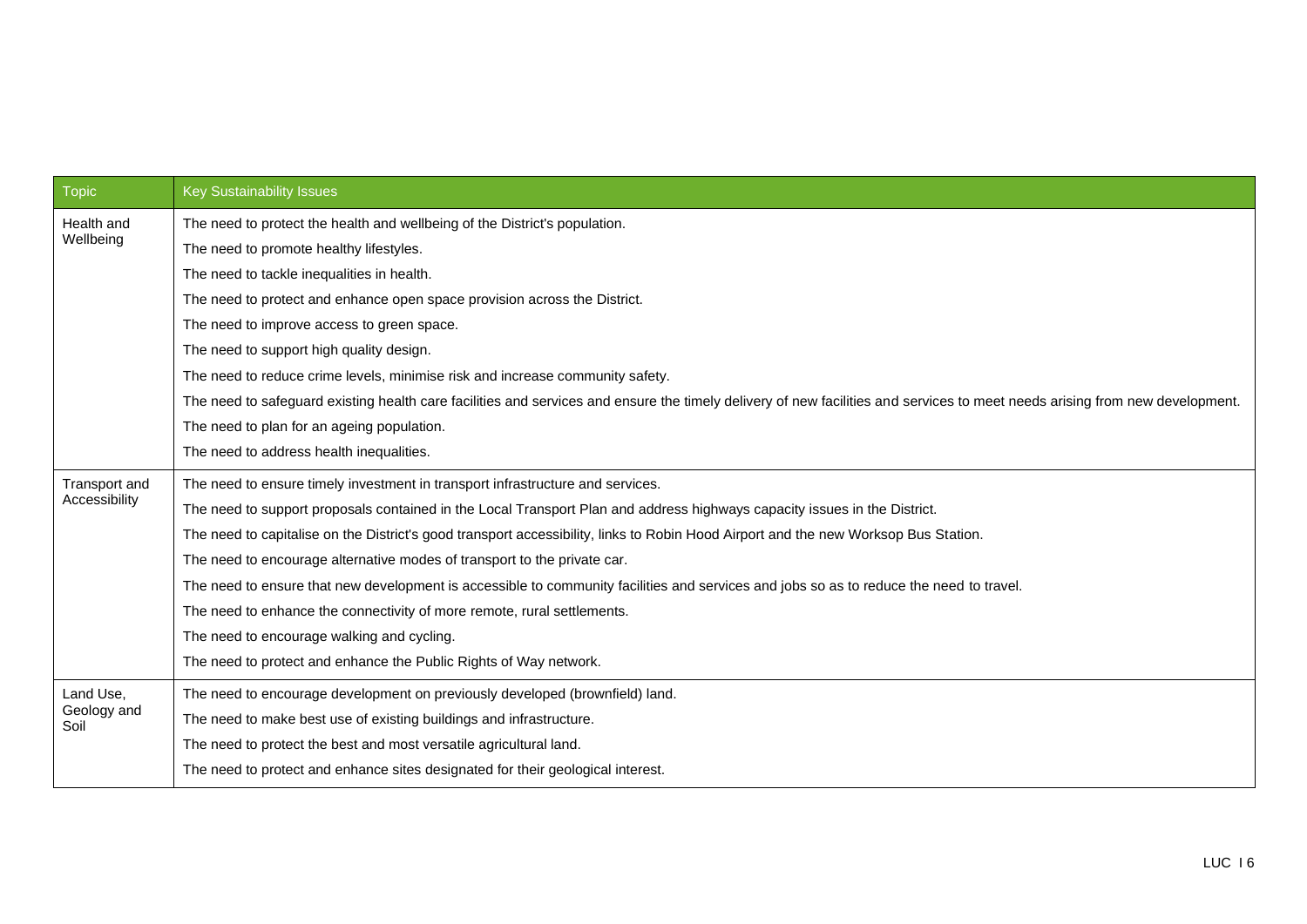| Topic | Key Sustainability Issues |
|---|---|
| Health and Wellbeing | The need to protect the health and wellbeing of the District's population. |
| | The need to promote healthy lifestyles. |
| | The need to tackle inequalities in health. |
| | The need to protect and enhance open space provision across the District. |
| | The need to improve access to green space. |
| | The need to support high quality design. |
| | The need to reduce crime levels, minimise risk and increase community safety. |
| | The need to safeguard existing health care facilities and services and ensure the timely delivery of new facilities and services to meet needs arising from new development. |
| | The need to plan for an ageing population. |
| | The need to address health inequalities. |
| Transport and Accessibility | The need to ensure timely investment in transport infrastructure and services. |
| | The need to support proposals contained in the Local Transport Plan and address highways capacity issues in the District. |
| | The need to capitalise on the District's good transport accessibility, links to Robin Hood Airport and the new Worksop Bus Station. |
| | The need to encourage alternative modes of transport to the private car. |
| | The need to ensure that new development is accessible to community facilities and services and jobs so as to reduce the need to travel. |
| | The need to enhance the connectivity of more remote, rural settlements. |
| | The need to encourage walking and cycling. |
| | The need to protect and enhance the Public Rights of Way network. |
| Land Use, Geology and Soil | The need to encourage development on previously developed (brownfield) land. |
| | The need to make best use of existing buildings and infrastructure. |
| | The need to protect the best and most versatile agricultural land. |
| | The need to protect and enhance sites designated for their geological interest. |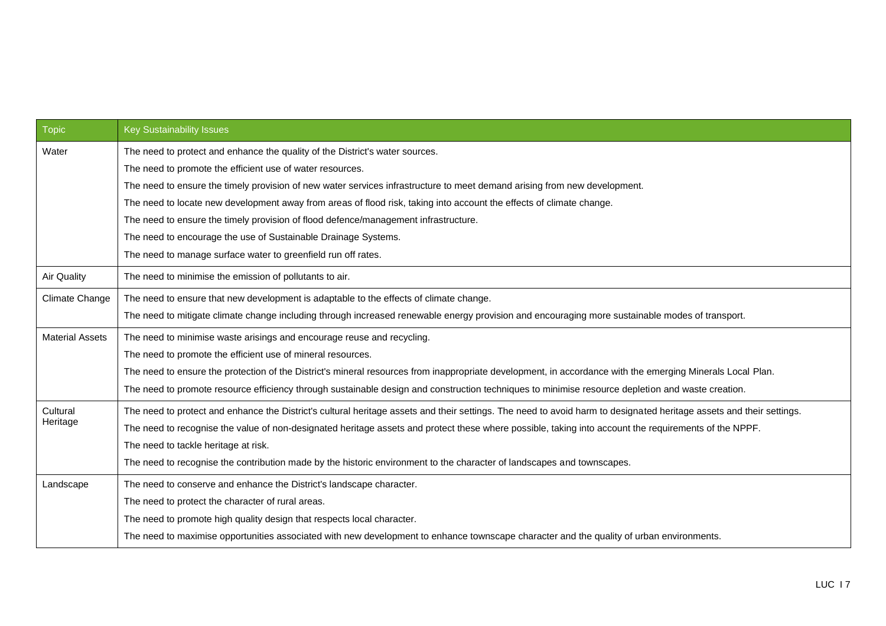| Topic | Key Sustainability Issues |
|---|---|
| Water | The need to protect and enhance the quality of the District's water sources. |
| | The need to promote the efficient use of water resources. |
| | The need to ensure the timely provision of new water services infrastructure to meet demand arising from new development. |
| | The need to locate new development away from areas of flood risk, taking into account the effects of climate change. |
| | The need to ensure the timely provision of flood defence/management infrastructure. |
| | The need to encourage the use of Sustainable Drainage Systems. |
| | The need to manage surface water to greenfield run off rates. |
| Air Quality | The need to minimise the emission of pollutants to air. |
| Climate Change | The need to ensure that new development is adaptable to the effects of climate change. |
| | The need to mitigate climate change including through increased renewable energy provision and encouraging more sustainable modes of transport. |
| Material Assets | The need to minimise waste arisings and encourage reuse and recycling. |
| | The need to promote the efficient use of mineral resources. |
| | The need to ensure the protection of the District's mineral resources from inappropriate development, in accordance with the emerging Minerals Local Plan. |
| | The need to promote resource efficiency through sustainable design and construction techniques to minimise resource depletion and waste creation. |
| Cultural Heritage | The need to protect and enhance the District's cultural heritage assets and their settings. The need to avoid harm to designated heritage assets and their settings. |
| | The need to recognise the value of non-designated heritage assets and protect these where possible, taking into account the requirements of the NPPF. |
| | The need to tackle heritage at risk. |
| | The need to recognise the contribution made by the historic environment to the character of landscapes and townscapes. |
| Landscape | The need to conserve and enhance the District's landscape character. |
| | The need to protect the character of rural areas. |
| | The need to promote high quality design that respects local character. |
| | The need to maximise opportunities associated with new development to enhance townscape character and the quality of urban environments. |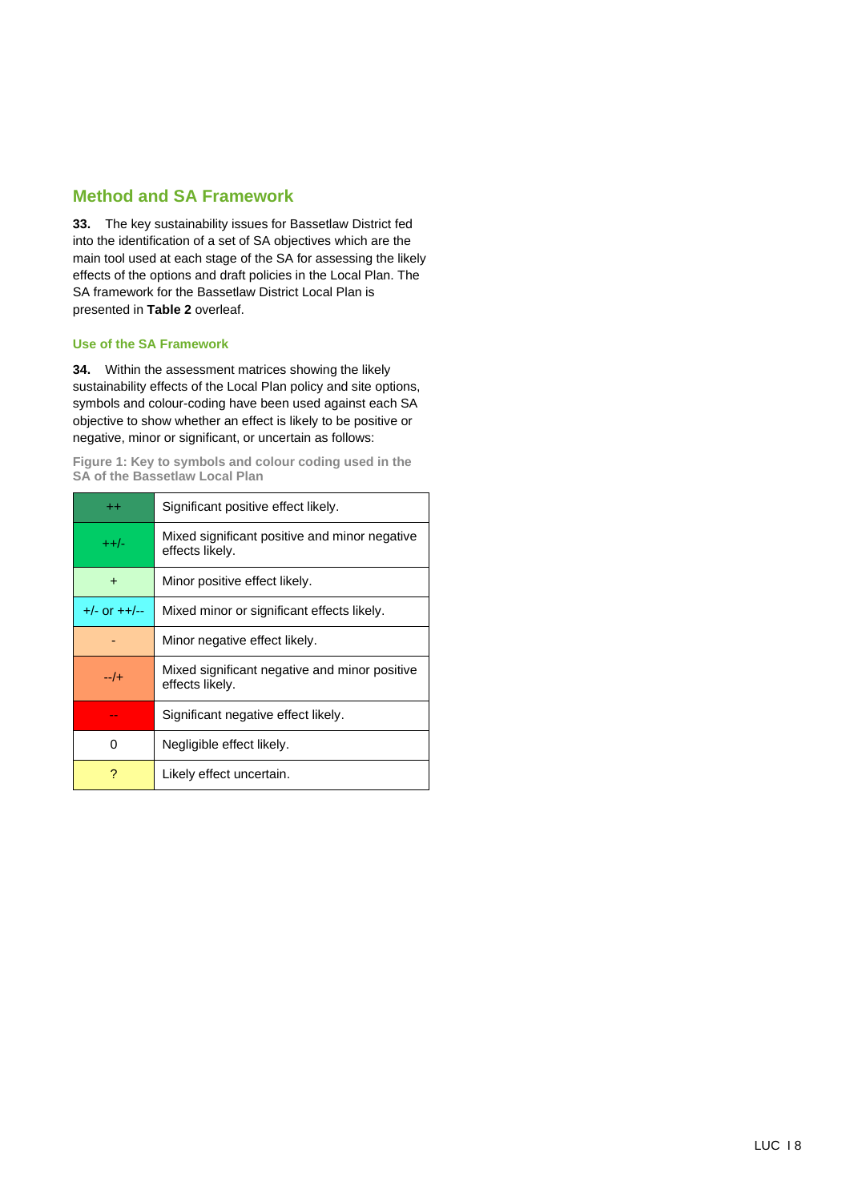## Method and SA Framework

**33.** The key sustainability issues for Bassetlaw District fed into the identification of a set of SA objectives which are the main tool used at each stage of the SA for assessing the likely effects of the options and draft policies in the Local Plan. The SA framework for the Bassetlaw District Local Plan is presented in **Table 2** overleaf.

### Use of the SA Framework

**34.** Within the assessment matrices showing the likely sustainability effects of the Local Plan policy and site options, symbols and colour-coding have been used against each SA objective to show whether an effect is likely to be positive or negative, minor or significant, or uncertain as follows:

**Figure 1: Key to symbols and colour coding used in the SA of the Bassetlaw Local Plan**

| Symbol | Description |
|---|---|
| ++ | Significant positive effect likely. |
| ++/- | Mixed significant positive and minor negative effects likely. |
| + | Minor positive effect likely. |
| +/- or ++/-- | Mixed minor or significant effects likely. |
| - | Minor negative effect likely. |
| --/+ | Mixed significant negative and minor positive effects likely. |
| -- | Significant negative effect likely. |
| 0 | Negligible effect likely. |
| ? | Likely effect uncertain. |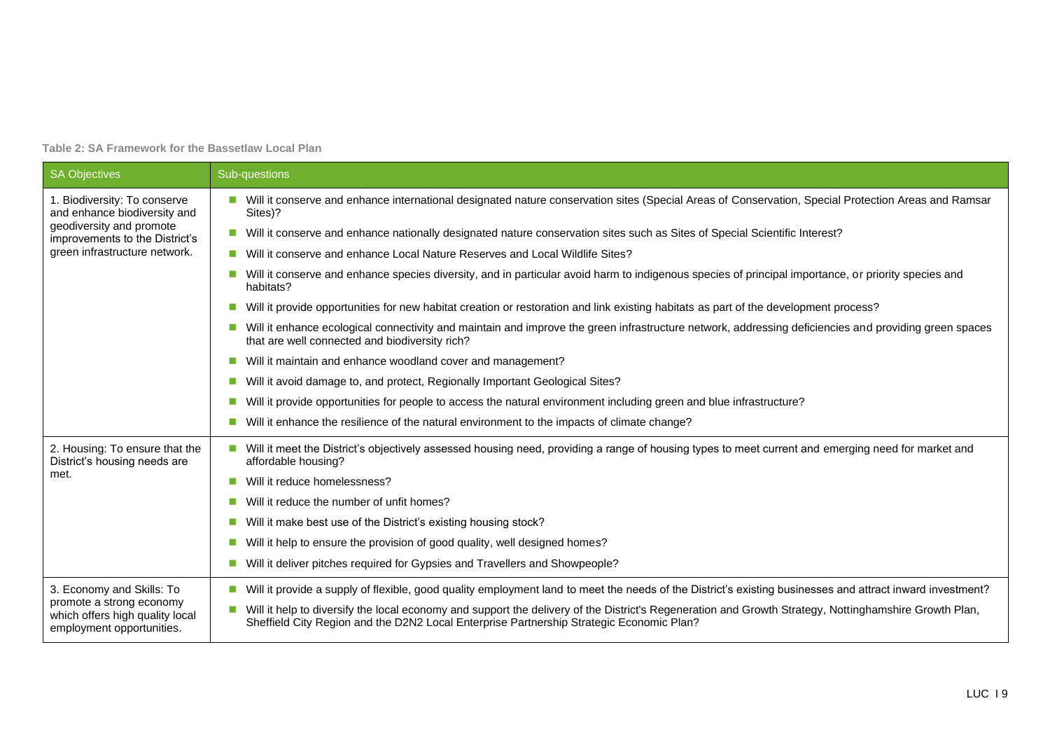**Table 2: SA Framework for the Bassetlaw Local Plan**

| SA Objectives | Sub-questions |
|---|---|
| 1. Biodiversity: To conserve and enhance biodiversity and geodiversity and promote improvements to the District's green infrastructure network. | ■ Will it conserve and enhance international designated nature conservation sites (Special Areas of Conservation, Special Protection Areas and Ramsar Sites)?<br>■ Will it conserve and enhance nationally designated nature conservation sites such as Sites of Special Scientific Interest?<br>■ Will it conserve and enhance Local Nature Reserves and Local Wildlife Sites?<br>■ Will it conserve and enhance species diversity, and in particular avoid harm to indigenous species of principal importance, or priority species and habitats?<br>■ Will it provide opportunities for new habitat creation or restoration and link existing habitats as part of the development process?<br>■ Will it enhance ecological connectivity and maintain and improve the green infrastructure network, addressing deficiencies and providing green spaces that are well connected and biodiversity rich?<br>■ Will it maintain and enhance woodland cover and management?<br>■ Will it avoid damage to, and protect, Regionally Important Geological Sites?<br>■ Will it provide opportunities for people to access the natural environment including green and blue infrastructure?<br>■ Will it enhance the resilience of the natural environment to the impacts of climate change? |
| 2. Housing: To ensure that the District's housing needs are met. | ■ Will it meet the District's objectively assessed housing need, providing a range of housing types to meet current and emerging need for market and affordable housing?<br>■ Will it reduce homelessness?<br>■ Will it reduce the number of unfit homes?<br>■ Will it make best use of the District's existing housing stock?<br>■ Will it help to ensure the provision of good quality, well designed homes?<br>■ Will it deliver pitches required for Gypsies and Travellers and Showpeople? |
| 3. Economy and Skills: To promote a strong economy which offers high quality local employment opportunities. | ■ Will it provide a supply of flexible, good quality employment land to meet the needs of the District's existing businesses and attract inward investment?<br>■ Will it help to diversify the local economy and support the delivery of the District's Regeneration and Growth Strategy, Nottinghamshire Growth Plan, Sheffield City Region and the D2N2 Local Enterprise Partnership Strategic Economic Plan? |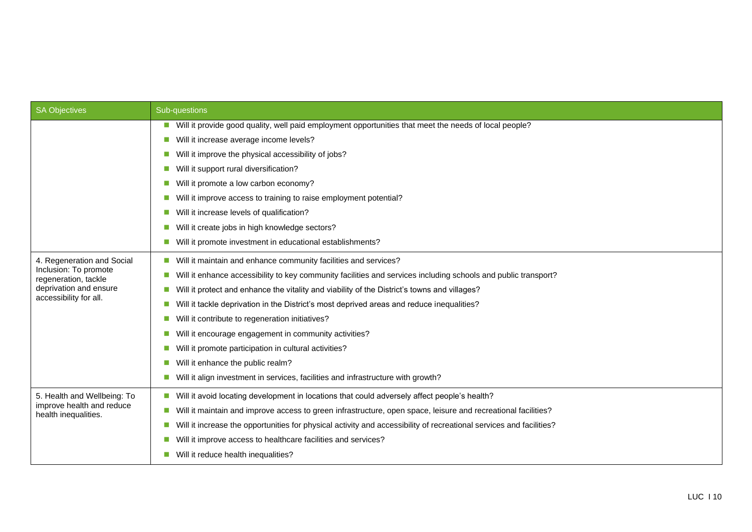| SA Objectives | Sub-questions |
|---|---|
| | ■ Will it provide good quality, well paid employment opportunities that meet the needs of local people?<br>■ Will it increase average income levels?<br>■ Will it improve the physical accessibility of jobs?<br>■ Will it support rural diversification?<br>■ Will it promote a low carbon economy?<br>■ Will it improve access to training to raise employment potential?<br>■ Will it increase levels of qualification?<br>■ Will it create jobs in high knowledge sectors?<br>■ Will it promote investment in educational establishments? |
| 4. Regeneration and Social Inclusion: To promote regeneration, tackle deprivation and ensure accessibility for all. | ■ Will it maintain and enhance community facilities and services?<br>■ Will it enhance accessibility to key community facilities and services including schools and public transport?<br>■ Will it protect and enhance the vitality and viability of the District's towns and villages?<br>■ Will it tackle deprivation in the District's most deprived areas and reduce inequalities?<br>■ Will it contribute to regeneration initiatives?<br>■ Will it encourage engagement in community activities?<br>■ Will it promote participation in cultural activities?<br>■ Will it enhance the public realm?<br>■ Will it align investment in services, facilities and infrastructure with growth? |
| 5. Health and Wellbeing: To improve health and reduce health inequalities. | ■ Will it avoid locating development in locations that could adversely affect people's health?<br>■ Will it maintain and improve access to green infrastructure, open space, leisure and recreational facilities?<br>■ Will it increase the opportunities for physical activity and accessibility of recreational services and facilities?<br>■ Will it improve access to healthcare facilities and services?<br>■ Will it reduce health inequalities? |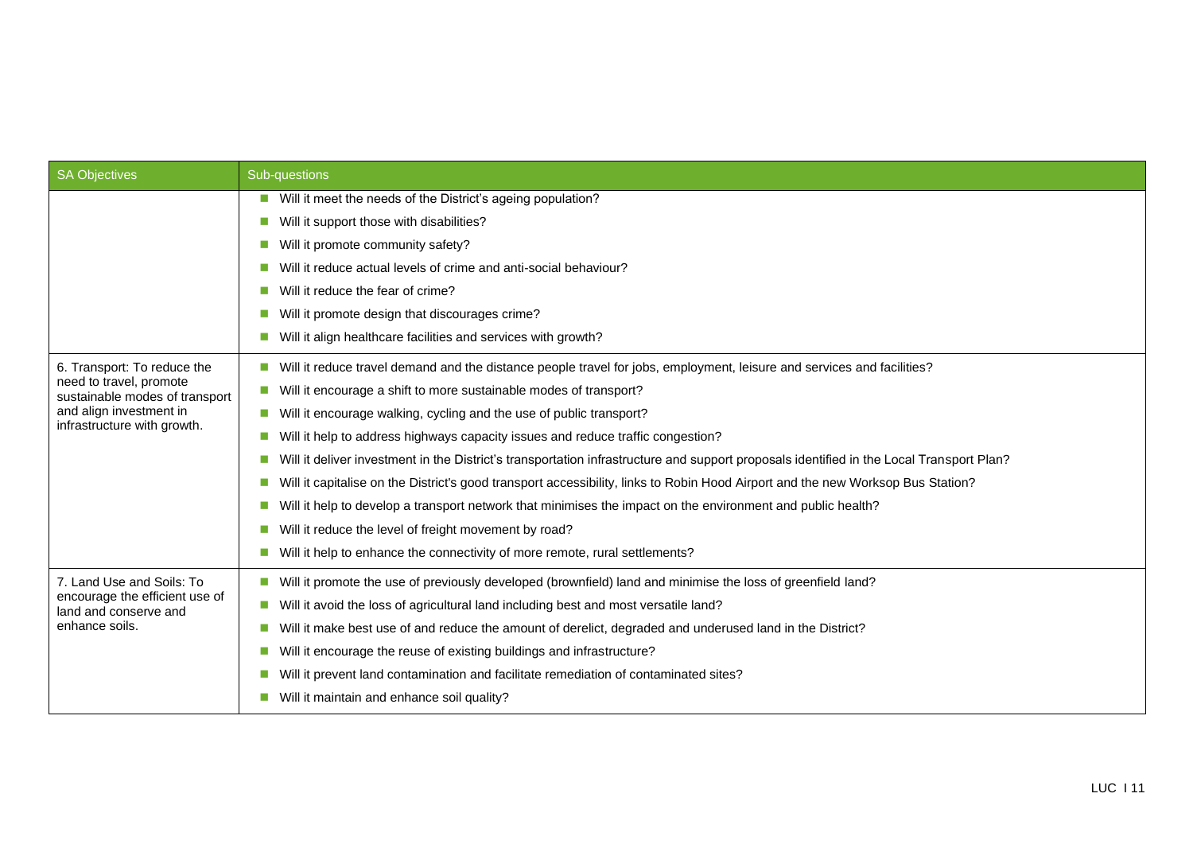| SA Objectives | Sub-questions |
|---|---|
| | ■ Will it meet the needs of the District's ageing population?<br>■ Will it support those with disabilities?<br>■ Will it promote community safety?<br>■ Will it reduce actual levels of crime and anti-social behaviour?<br>■ Will it reduce the fear of crime?<br>■ Will it promote design that discourages crime?<br>■ Will it align healthcare facilities and services with growth? |
| 6. Transport: To reduce the need to travel, promote sustainable modes of transport and align investment in infrastructure with growth. | ■ Will it reduce travel demand and the distance people travel for jobs, employment, leisure and services and facilities?<br>■ Will it encourage a shift to more sustainable modes of transport?<br>■ Will it encourage walking, cycling and the use of public transport?<br>■ Will it help to address highways capacity issues and reduce traffic congestion?<br>■ Will it deliver investment in the District's transportation infrastructure and support proposals identified in the Local Transport Plan?<br>■ Will it capitalise on the District's good transport accessibility, links to Robin Hood Airport and the new Worksop Bus Station?<br>■ Will it help to develop a transport network that minimises the impact on the environment and public health?<br>■ Will it reduce the level of freight movement by road?<br>■ Will it help to enhance the connectivity of more remote, rural settlements? |
| 7. Land Use and Soils: To encourage the efficient use of land and conserve and enhance soils. | ■ Will it promote the use of previously developed (brownfield) land and minimise the loss of greenfield land?<br>■ Will it avoid the loss of agricultural land including best and most versatile land?<br>■ Will it make best use of and reduce the amount of derelict, degraded and underused land in the District?<br>■ Will it encourage the reuse of existing buildings and infrastructure?<br>■ Will it prevent land contamination and facilitate remediation of contaminated sites?<br>■ Will it maintain and enhance soil quality? |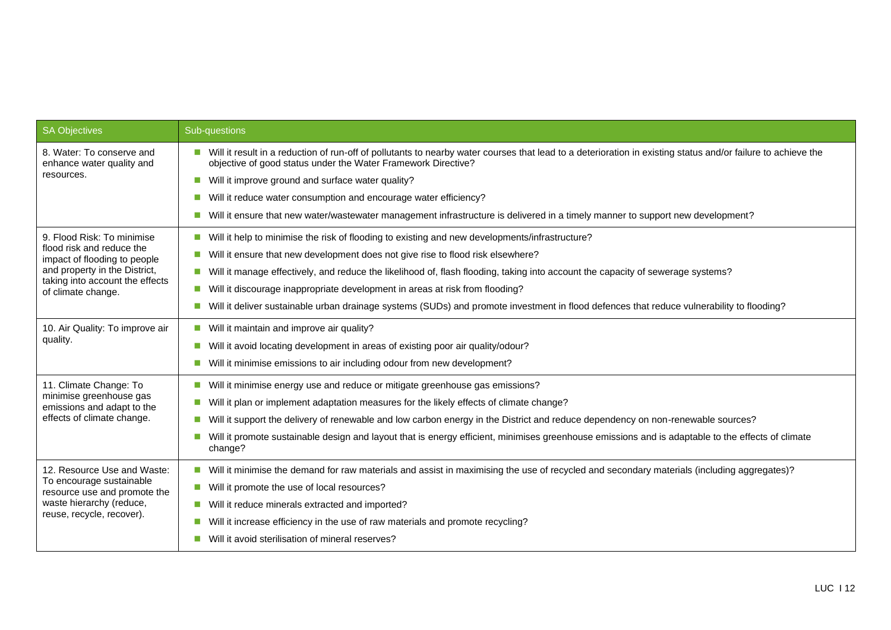| SA Objectives | Sub-questions |
|---|---|
| 8. Water: To conserve and enhance water quality and resources. | ■ Will it result in a reduction of run-off of pollutants to nearby water courses that lead to a deterioration in existing status and/or failure to achieve the objective of good status under the Water Framework Directive?<br>■ Will it improve ground and surface water quality?<br>■ Will it reduce water consumption and encourage water efficiency?<br>■ Will it ensure that new water/wastewater management infrastructure is delivered in a timely manner to support new development? |
| 9. Flood Risk: To minimise flood risk and reduce the impact of flooding to people and property in the District, taking into account the effects of climate change. | ■ Will it help to minimise the risk of flooding to existing and new developments/infrastructure?<br>■ Will it ensure that new development does not give rise to flood risk elsewhere?<br>■ Will it manage effectively, and reduce the likelihood of, flash flooding, taking into account the capacity of sewerage systems?<br>■ Will it discourage inappropriate development in areas at risk from flooding?<br>■ Will it deliver sustainable urban drainage systems (SUDs) and promote investment in flood defences that reduce vulnerability to flooding? |
| 10. Air Quality: To improve air quality. | ■ Will it maintain and improve air quality?<br>■ Will it avoid locating development in areas of existing poor air quality/odour?<br>■ Will it minimise emissions to air including odour from new development? |
| 11. Climate Change: To minimise greenhouse gas emissions and adapt to the effects of climate change. | ■ Will it minimise energy use and reduce or mitigate greenhouse gas emissions?<br>■ Will it plan or implement adaptation measures for the likely effects of climate change?<br>■ Will it support the delivery of renewable and low carbon energy in the District and reduce dependency on non-renewable sources?<br>■ Will it promote sustainable design and layout that is energy efficient, minimises greenhouse emissions and is adaptable to the effects of climate change? |
| 12. Resource Use and Waste: To encourage sustainable resource use and promote the waste hierarchy (reduce, reuse, recycle, recover). | ■ Will it minimise the demand for raw materials and assist in maximising the use of recycled and secondary materials (including aggregates)?<br>■ Will it promote the use of local resources?<br>■ Will it reduce minerals extracted and imported?<br>■ Will it increase efficiency in the use of raw materials and promote recycling?<br>■ Will it avoid sterilisation of mineral reserves? |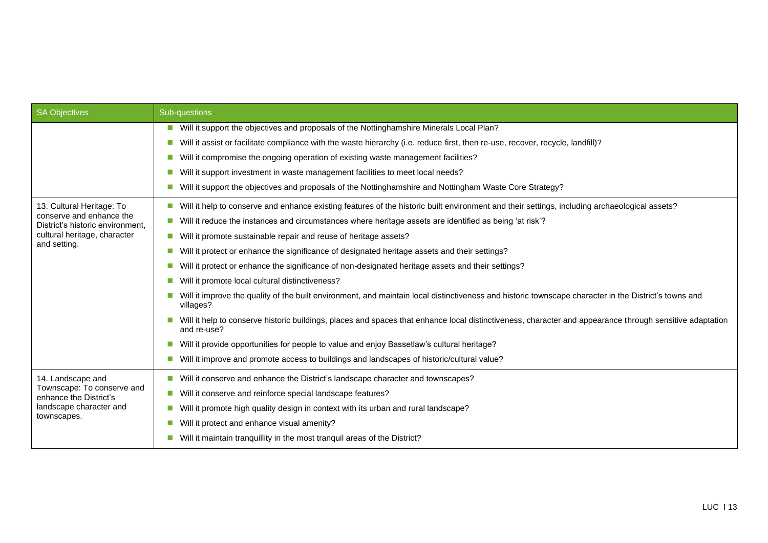| SA Objectives | Sub-questions |
|---|---|
| | ■ Will it support the objectives and proposals of the Nottinghamshire Minerals Local Plan?<br>■ Will it assist or facilitate compliance with the waste hierarchy (i.e. reduce first, then re-use, recover, recycle, landfill)?<br>■ Will it compromise the ongoing operation of existing waste management facilities?<br>■ Will it support investment in waste management facilities to meet local needs?<br>■ Will it support the objectives and proposals of the Nottinghamshire and Nottingham Waste Core Strategy? |
| 13. Cultural Heritage: To conserve and enhance the District's historic environment, cultural heritage, character and setting. | ■ Will it help to conserve and enhance existing features of the historic built environment and their settings, including archaeological assets?<br>■ Will it reduce the instances and circumstances where heritage assets are identified as being 'at risk'?<br>■ Will it promote sustainable repair and reuse of heritage assets?<br>■ Will it protect or enhance the significance of designated heritage assets and their settings?<br>■ Will it protect or enhance the significance of non-designated heritage assets and their settings?<br>■ Will it promote local cultural distinctiveness?<br>■ Will it improve the quality of the built environment, and maintain local distinctiveness and historic townscape character in the District's towns and villages?<br>■ Will it help to conserve historic buildings, places and spaces that enhance local distinctiveness, character and appearance through sensitive adaptation and re-use?<br>■ Will it provide opportunities for people to value and enjoy Bassetlaw's cultural heritage?<br>■ Will it improve and promote access to buildings and landscapes of historic/cultural value? |
| 14. Landscape and Townscape: To conserve and enhance the District's landscape character and townscapes. | ■ Will it conserve and enhance the District's landscape character and townscapes?<br>■ Will it conserve and reinforce special landscape features?<br>■ Will it promote high quality design in context with its urban and rural landscape?<br>■ Will it protect and enhance visual amenity?<br>■ Will it maintain tranquillity in the most tranquil areas of the District? |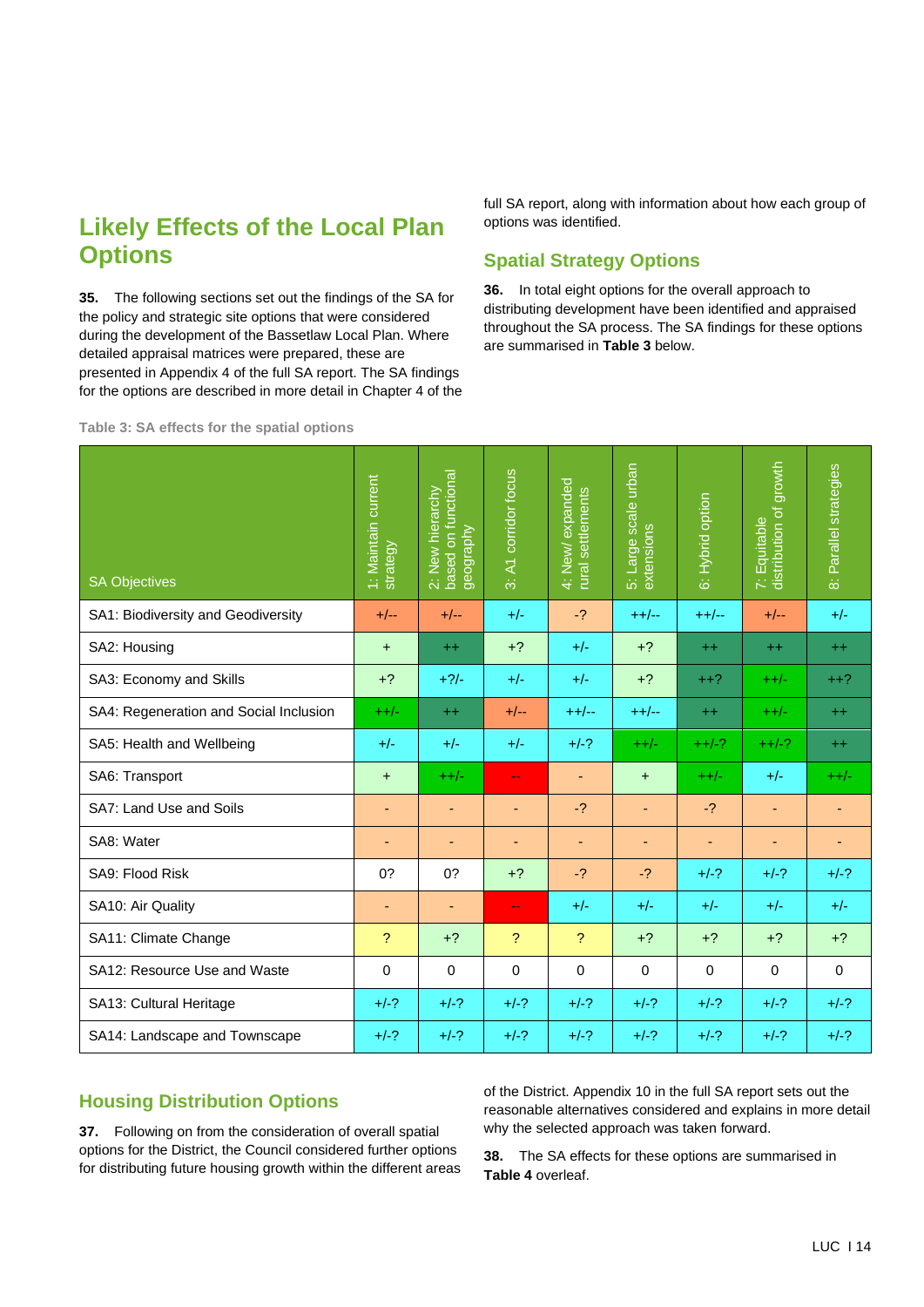# Likely Effects of the Local Plan Options

**35.** The following sections set out the findings of the SA for the policy and strategic site options that were considered during the development of the Bassetlaw Local Plan. Where detailed appraisal matrices were prepared, these are presented in Appendix 4 of the full SA report. The SA findings for the options are described in more detail in Chapter 4 of the full SA report, along with information about how each group of options was identified.

## Spatial Strategy Options

**36.** In total eight options for the overall approach to distributing development have been identified and appraised throughout the SA process. The SA findings for these options are summarised in **Table 3** below.

Table 3: SA effects for the spatial options

| SA Objectives | 1: Maintain current strategy | 2: New hierarchy based on functional geography | 3: A1 corridor focus | 4: New/ expanded rural settlements | 5: Large scale urban extensions | 6: Hybrid option | 7: Equitable distribution of growth | 8: Parallel strategies |
|---|---|---|---|---|---|---|---|---|
| SA1: Biodiversity and Geodiversity | +/-- | +/-- | +/- | -? | ++/-- | ++/-- | +/-- | +/- |
| SA2: Housing | + | ++ | +? | +/- | +? | ++ | ++ | ++ |
| SA3: Economy and Skills | +? | +?/- | +/- | +/- | +? | ++? | ++/- | ++? |
| SA4: Regeneration and Social Inclusion | ++/- | ++ | +/-- | ++/-- | ++/-- | ++ | ++/- | ++ |
| SA5: Health and Wellbeing | +/- | +/- | +/- | +/-? | ++/- | ++/-? | ++/-? | ++ |
| SA6: Transport | + | ++/- | -- | - | + | ++/- | +/- | ++/- |
| SA7: Land Use and Soils | - | - | - | -? | - | -? | - | - |
| SA8: Water | - | - | - | - | - | - | - | - |
| SA9: Flood Risk | 0? | 0? | +? | -? | -? | +/-? | +/-? | +/-? |
| SA10: Air Quality | - | - | -- | +/- | +/- | +/- | +/- | +/- |
| SA11: Climate Change | ? | +? | ? | ? | +? | +? | +? | +? |
| SA12: Resource Use and Waste | 0 | 0 | 0 | 0 | 0 | 0 | 0 | 0 |
| SA13: Cultural Heritage | +/-? | +/-? | +/-? | +/-? | +/-? | +/-? | +/-? | +/-? |
| SA14: Landscape and Townscape | +/-? | +/-? | +/-? | +/-? | +/-? | +/-? | +/-? | +/-? |

## Housing Distribution Options

**37.** Following on from the consideration of overall spatial options for the District, the Council considered further options for distributing future housing growth within the different areas of the District. Appendix 10 in the full SA report sets out the reasonable alternatives considered and explains in more detail why the selected approach was taken forward.

**38.** The SA effects for these options are summarised in **Table 4** overleaf.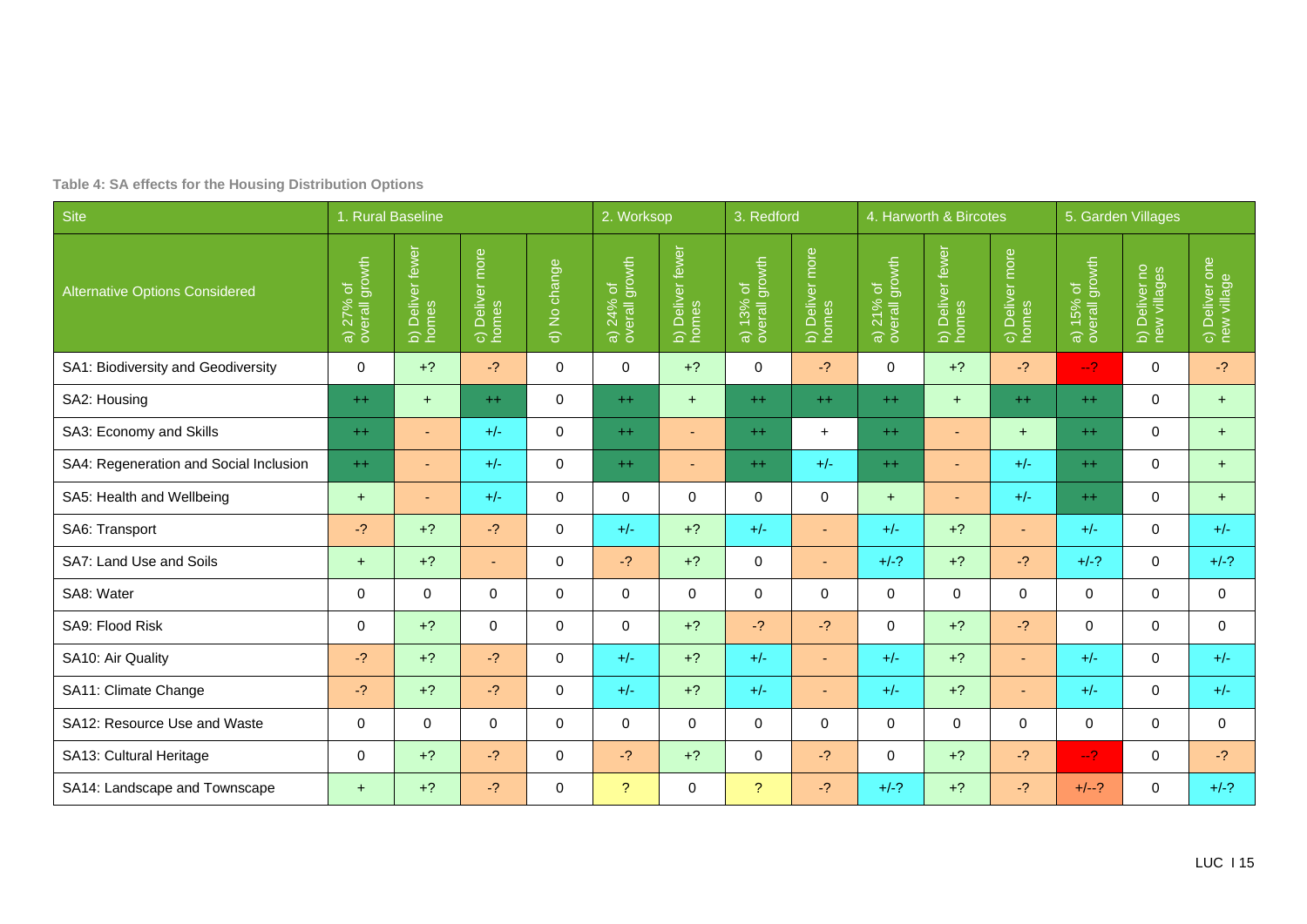**Table 4: SA effects for the Housing Distribution Options**

| Site | 1. Rural Baseline | | | | 2. Worksop | | 3. Redford | | 4. Harworth & Bircotes | | | 5. Garden Villages | | |
|---|---|---|---|---|---|---|---|---|---|---|---|---|---|---|
| Alternative Options Considered | a) 27% of overall growth | b) Deliver fewer homes | c) Deliver more homes | d) No change | a) 24% of overall growth | b) Deliver fewer homes | a) 13% of overall growth | b) Deliver more homes | a) 21% of overall growth | b) Deliver fewer homes | c) Deliver more homes | a) 15% of overall growth | b) Deliver no new villages | c) Deliver one new village |
| SA1: Biodiversity and Geodiversity | 0 | +? | -? | 0 | 0 | +? | 0 | -? | 0 | +? | -? | --? | 0 | -? |
| SA2: Housing | ++ | + | ++ | 0 | ++ | + | ++ | ++ | ++ | + | ++ | ++ | 0 | + |
| SA3: Economy and Skills | ++ | - | +/- | 0 | ++ | - | ++ | + | ++ | - | + | ++ | 0 | + |
| SA4: Regeneration and Social Inclusion | ++ | - | +/- | 0 | ++ | - | ++ | +/- | ++ | - | +/- | ++ | 0 | + |
| SA5: Health and Wellbeing | + | - | +/- | 0 | 0 | 0 | 0 | 0 | + | - | +/- | ++ | 0 | + |
| SA6: Transport | -? | +? | -? | 0 | +/- | +? | +/- | - | +/- | +? | - | +/- | 0 | +/- |
| SA7: Land Use and Soils | + | +? | - | 0 | -? | +? | 0 | - | +/-? | +? | -? | +/-? | 0 | +/-? |
| SA8: Water | 0 | 0 | 0 | 0 | 0 | 0 | 0 | 0 | 0 | 0 | 0 | 0 | 0 | 0 |
| SA9: Flood Risk | 0 | +? | 0 | 0 | 0 | +? | -? | -? | 0 | +? | -? | 0 | 0 | 0 |
| SA10: Air Quality | -? | +? | -? | 0 | +/- | +? | +/- | - | +/- | +? | - | +/- | 0 | +/- |
| SA11: Climate Change | -? | +? | -? | 0 | +/- | +? | +/- | - | +/- | +? | - | +/- | 0 | +/- |
| SA12: Resource Use and Waste | 0 | 0 | 0 | 0 | 0 | 0 | 0 | 0 | 0 | 0 | 0 | 0 | 0 | 0 |
| SA13: Cultural Heritage | 0 | +? | -? | 0 | -? | +? | 0 | -? | 0 | +? | -? | --? | 0 | -? |
| SA14: Landscape and Townscape | + | +? | -? | 0 | ? | 0 | ? | -? | +/-? | +? | -? | +/--? | 0 | +/-? |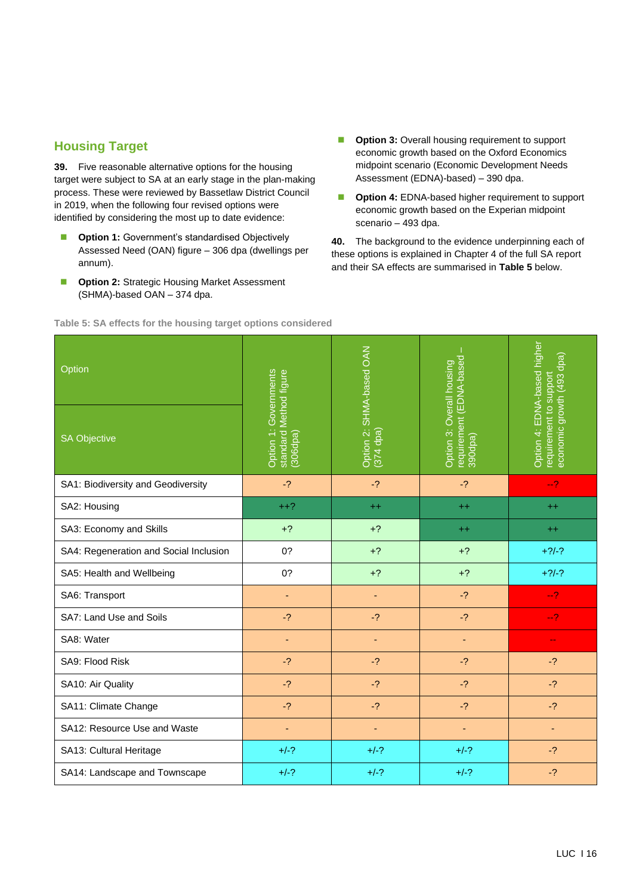## Housing Target

**39.** Five reasonable alternative options for the housing target were subject to SA at an early stage in the plan-making process. These were reviewed by Bassetlaw District Council in 2019, when the following four revised options were identified by considering the most up to date evidence:

- **Option 1:** Government's standardised Objectively Assessed Need (OAN) figure – 306 dpa (dwellings per annum).
- **Option 2:** Strategic Housing Market Assessment (SHMA)-based OAN – 374 dpa.
- **Option 3:** Overall housing requirement to support economic growth based on the Oxford Economics midpoint scenario (Economic Development Needs Assessment (EDNA)-based) – 390 dpa.
- **Option 4:** EDNA-based higher requirement to support economic growth based on the Experian midpoint scenario – 493 dpa.

**40.** The background to the evidence underpinning each of these options is explained in Chapter 4 of the full SA report and their SA effects are summarised in **Table 5** below.

**Table 5: SA effects for the housing target options considered**

| Option / SA Objective | Option 1: Governments standard Method figure (306dpa) | Option 2: SHMA-based OAN (374 dpa) | Option 3: Overall housing requirement (EDNA-based – 390dpa) | Option 4: EDNA-based higher requirement to support economic growth (493 dpa) |
|---|---|---|---|---|
| SA1: Biodiversity and Geodiversity | -? | -? | -? | --? |
| SA2: Housing | ++? | ++ | ++ | ++ |
| SA3: Economy and Skills | +? | +? | ++ | ++ |
| SA4: Regeneration and Social Inclusion | 0? | +? | +? | +?/-? |
| SA5: Health and Wellbeing | 0? | +? | +? | +?/-? |
| SA6: Transport | - | - | -? | --? |
| SA7: Land Use and Soils | -? | -? | -? | --? |
| SA8: Water | - | - | - | -- |
| SA9: Flood Risk | -? | -? | -? | -? |
| SA10: Air Quality | -? | -? | -? | -? |
| SA11: Climate Change | -? | -? | -? | -? |
| SA12: Resource Use and Waste | - | - | - | - |
| SA13: Cultural Heritage | +/-? | +/-? | +/-? | -? |
| SA14: Landscape and Townscape | +/-? | +/-? | +/-? | -? |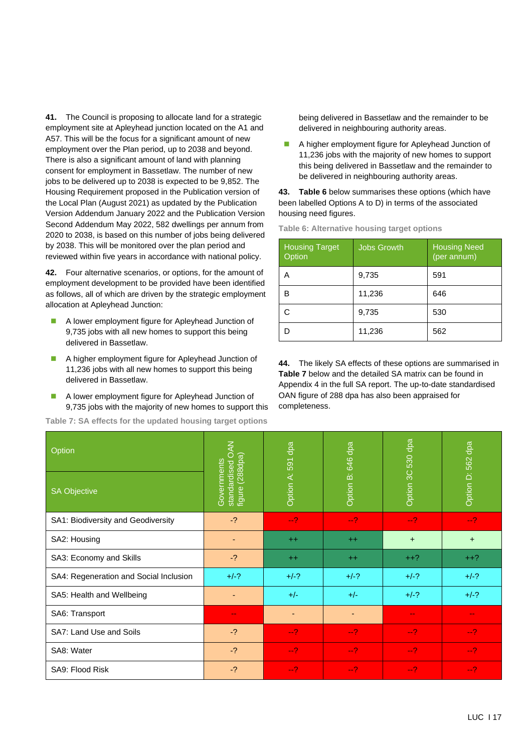**41.** The Council is proposing to allocate land for a strategic employment site at Apleyhead junction located on the A1 and A57. This will be the focus for a significant amount of new employment over the Plan period, up to 2038 and beyond. There is also a significant amount of land with planning consent for employment in Bassetlaw. The number of new jobs to be delivered up to 2038 is expected to be 9,852. The Housing Requirement proposed in the Publication version of the Local Plan (August 2021) as updated by the Publication Version Addendum January 2022 and the Publication Version Second Addendum May 2022, 582 dwellings per annum from 2020 to 2038, is based on this number of jobs being delivered by 2038. This will be monitored over the plan period and reviewed within five years in accordance with national policy.

**42.** Four alternative scenarios, or options, for the amount of employment development to be provided have been identified as follows, all of which are driven by the strategic employment allocation at Apleyhead Junction:

- A lower employment figure for Apleyhead Junction of 9,735 jobs with all new homes to support this being delivered in Bassetlaw.
- A higher employment figure for Apleyhead Junction of 11,236 jobs with all new homes to support this being delivered in Bassetlaw.
- A lower employment figure for Apleyhead Junction of 9,735 jobs with the majority of new homes to support this being delivered in Bassetlaw and the remainder to be delivered in neighbouring authority areas.
- A higher employment figure for Apleyhead Junction of 11,236 jobs with the majority of new homes to support this being delivered in Bassetlaw and the remainder to be delivered in neighbouring authority areas.

**43.** **Table 6** below summarises these options (which have been labelled Options A to D) in terms of the associated housing need figures.

**Table 6: Alternative housing target options**

| Housing Target Option | Jobs Growth | Housing Need (per annum) |
|---|---|---|
| A | 9,735 | 591 |
| B | 11,236 | 646 |
| C | 9,735 | 530 |
| D | 11,236 | 562 |

**44.** The likely SA effects of these options are summarised in **Table 7** below and the detailed SA matrix can be found in Appendix 4 in the full SA report. The up-to-date standardised OAN figure of 288 dpa has also been appraised for completeness.

**Table 7: SA effects for the updated housing target options**

| Option / SA Objective | Governments standardised OAN figure (288dpa) | Option A: 591 dpa | Option B: 646 dpa | Option 3C 530 dpa | Option D: 562 dpa |
|---|---|---|---|---|---|
| SA1: Biodiversity and Geodiversity | -? | --? | --? | --? | --? |
| SA2: Housing | - | ++ | ++ | + | + |
| SA3: Economy and Skills | -? | ++ | ++ | ++? | ++? |
| SA4: Regeneration and Social Inclusion | +/-? | +/-? | +/-? | +/-? | +/-? |
| SA5: Health and Wellbeing | - | +/- | +/- | +/-? | +/-? |
| SA6: Transport | -- | - | - | -- | -- |
| SA7: Land Use and Soils | -? | --? | --? | --? | --? |
| SA8: Water | -? | --? | --? | --? | --? |
| SA9: Flood Risk | -? | --? | --? | --? | --? |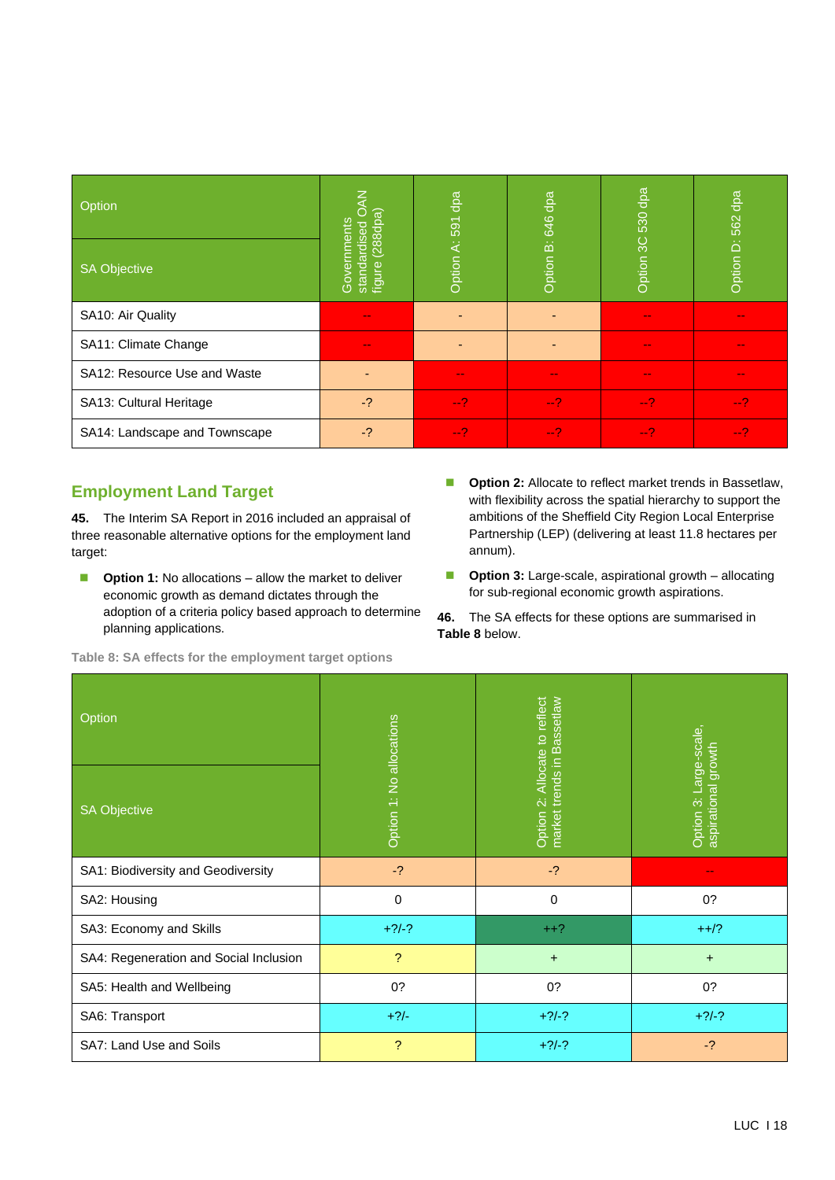| Option / SA Objective | Governments standardised OAN figure (288dpa) | Option A: 591 dpa | Option B: 646 dpa | Option 3C 530 dpa | Option D: 562 dpa |
|---|---|---|---|---|---|
| SA10: Air Quality | -- | - | - | -- | -- |
| SA11: Climate Change | -- | - | - | -- | -- |
| SA12: Resource Use and Waste | - | -- | -- | -- | -- |
| SA13: Cultural Heritage | -? | --? | --? | --? | --? |
| SA14: Landscape and Townscape | -? | --? | --? | --? | --? |

## Employment Land Target

**45.** The Interim SA Report in 2016 included an appraisal of three reasonable alternative options for the employment land target:

- **Option 1:** No allocations – allow the market to deliver economic growth as demand dictates through the adoption of a criteria policy based approach to determine planning applications.
- **Option 2:** Allocate to reflect market trends in Bassetlaw, with flexibility across the spatial hierarchy to support the ambitions of the Sheffield City Region Local Enterprise Partnership (LEP) (delivering at least 11.8 hectares per annum).
- **Option 3:** Large-scale, aspirational growth – allocating for sub-regional economic growth aspirations.

**46.** The SA effects for these options are summarised in **Table 8** below.

Table 8: SA effects for the employment target options

| Option / SA Objective | Option 1: No allocations | Option 2: Allocate to reflect market trends in Bassetlaw | Option 3: Large-scale, aspirational growth |
|---|---|---|---|
| SA1: Biodiversity and Geodiversity | -? | -? | -- |
| SA2: Housing | 0 | 0 | 0? |
| SA3: Economy and Skills | +?/-? | ++? | ++/? |
| SA4: Regeneration and Social Inclusion | ? | + | + |
| SA5: Health and Wellbeing | 0? | 0? | 0? |
| SA6: Transport | +?/- | +?/-? | +?/-? |
| SA7: Land Use and Soils | ? | +?/-? | -? |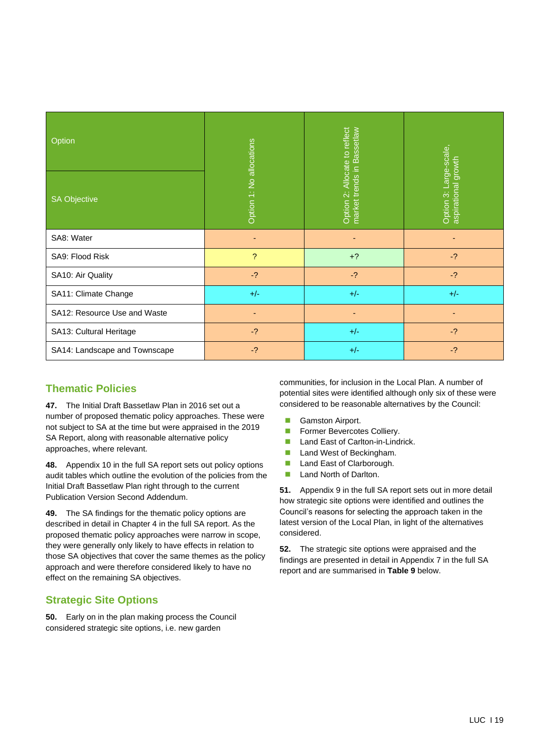| Option / SA Objective | Option 1: No allocations | Option 2: Allocate to reflect market trends in Bassetlaw | Option 3: Large-scale, aspirational growth |
|---|---|---|---|
| SA8: Water | - | - | - |
| SA9: Flood Risk | ? | +? | -? |
| SA10: Air Quality | -? | -? | -? |
| SA11: Climate Change | +/- | +/- | +/- |
| SA12: Resource Use and Waste | - | - | - |
| SA13: Cultural Heritage | -? | +/- | -? |
| SA14: Landscape and Townscape | -? | +/- | -? |

## Thematic Policies

**47.** The Initial Draft Bassetlaw Plan in 2016 set out a number of proposed thematic policy approaches. These were not subject to SA at the time but were appraised in the 2019 SA Report, along with reasonable alternative policy approaches, where relevant.

**48.** Appendix 10 in the full SA report sets out policy options audit tables which outline the evolution of the policies from the Initial Draft Bassetlaw Plan right through to the current Publication Version Second Addendum.

**49.** The SA findings for the thematic policy options are described in detail in Chapter 4 in the full SA report. As the proposed thematic policy approaches were narrow in scope, they were generally only likely to have effects in relation to those SA objectives that cover the same themes as the policy approach and were therefore considered likely to have no effect on the remaining SA objectives.

## Strategic Site Options

**50.** Early on in the plan making process the Council considered strategic site options, i.e. new garden communities, for inclusion in the Local Plan. A number of potential sites were identified although only six of these were considered to be reasonable alternatives by the Council:

- Gamston Airport.
- Former Bevercotes Colliery.
- Land East of Carlton-in-Lindrick.
- Land West of Beckingham.
- Land East of Clarborough.
- Land North of Darlton.

**51.** Appendix 9 in the full SA report sets out in more detail how strategic site options were identified and outlines the Council's reasons for selecting the approach taken in the latest version of the Local Plan, in light of the alternatives considered.

**52.** The strategic site options were appraised and the findings are presented in detail in Appendix 7 in the full SA report and are summarised in **Table 9** below.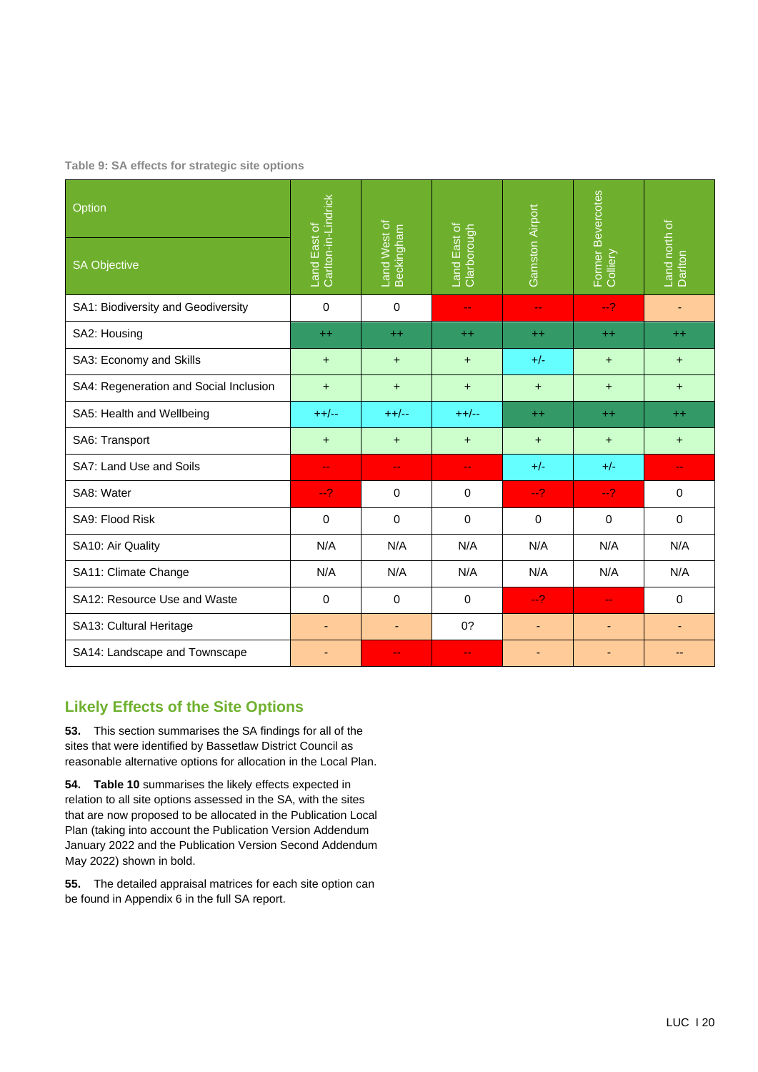Table 9: SA effects for strategic site options

| Option / SA Objective | Land East of Carlton-in-Lindrick | Land West of Beckingham | Land East of Clarborough | Gamston Airport | Former Bevercotes Colliery | Land north of Darlton |
|---|---|---|---|---|---|---|
| SA1: Biodiversity and Geodiversity | 0 | 0 | -- | -- | --? | - |
| SA2: Housing | ++ | ++ | ++ | ++ | ++ | ++ |
| SA3: Economy and Skills | + | + | + | +/- | + | + |
| SA4: Regeneration and Social Inclusion | + | + | + | + | + | + |
| SA5: Health and Wellbeing | ++/-- | ++/-- | ++/-- | ++ | ++ | ++ |
| SA6: Transport | + | + | + | + | + | + |
| SA7: Land Use and Soils | -- | -- | -- | +/- | +/- | -- |
| SA8: Water | --? | 0 | 0 | --? | --? | 0 |
| SA9: Flood Risk | 0 | 0 | 0 | 0 | 0 | 0 |
| SA10: Air Quality | N/A | N/A | N/A | N/A | N/A | N/A |
| SA11: Climate Change | N/A | N/A | N/A | N/A | N/A | N/A |
| SA12: Resource Use and Waste | 0 | 0 | 0 | --? | -- | 0 |
| SA13: Cultural Heritage | - | - | 0? | - | - | - |
| SA14: Landscape and Townscape | - | -- | -- | - | - | -- |

## Likely Effects of the Site Options

**53.** This section summarises the SA findings for all of the sites that were identified by Bassetlaw District Council as reasonable alternative options for allocation in the Local Plan.

**54. Table 10** summarises the likely effects expected in relation to all site options assessed in the SA, with the sites that are now proposed to be allocated in the Publication Local Plan (taking into account the Publication Version Addendum January 2022 and the Publication Version Second Addendum May 2022) shown in bold.

**55.** The detailed appraisal matrices for each site option can be found in Appendix 6 in the full SA report.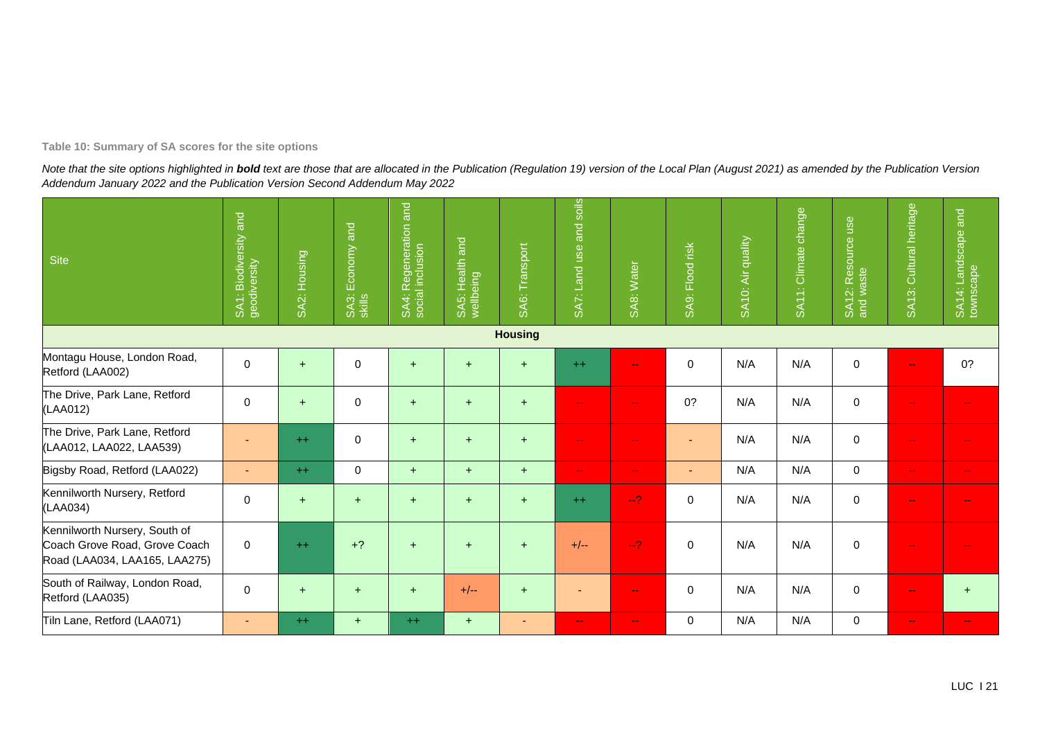**Table 10: Summary of SA scores for the site options**

*Note that the site options highlighted in **bold** text are those that are allocated in the Publication (Regulation 19) version of the Local Plan (August 2021) as amended by the Publication Version Addendum January 2022 and the Publication Version Second Addendum May 2022*

| Site | SA1: Biodiversity and geodiversity | SA2: Housing | SA3: Economy and skills | SA4: Regeneration and social inclusion | SA5: Health and wellbeing | SA6: Transport | SA7: Land use and soils | SA8: Water | SA9: Flood risk | SA10: Air quality | SA11: Climate change | SA12: Resource use and waste | SA13: Cultural heritage | SA14: Landscape and townscape |
|---|---|---|---|---|---|---|---|---|---|---|---|---|---|---|
| **Housing** | | | | | | | | | | | | | | |
| Montagu House, London Road, Retford (LAA002) | 0 | + | 0 | + | + | + | ++ | -- | 0 | N/A | N/A | 0 | -- | 0? |
| The Drive, Park Lane, Retford (LAA012) | 0 | + | 0 | + | + | + | -- | -- | 0? | N/A | N/A | 0 | -- | -- |
| The Drive, Park Lane, Retford (LAA012, LAA022, LAA539) | - | ++ | 0 | + | + | + | -- | -- | - | N/A | N/A | 0 | -- | -- |
| Bigsby Road, Retford (LAA022) | - | ++ | 0 | + | + | + | -- | -- | - | N/A | N/A | 0 | -- | -- |
| Kennilworth Nursery, Retford (LAA034) | 0 | + | + | + | + | + | ++ | --? | 0 | N/A | N/A | 0 | -- | -- |
| Kennilworth Nursery, South of Coach Grove Road, Grove Coach Road (LAA034, LAA165, LAA275) | 0 | ++ | +? | + | + | + | +/-- | --? | 0 | N/A | N/A | 0 | -- | -- |
| South of Railway, London Road, Retford (LAA035) | 0 | + | + | + | +/-- | + | - | -- | 0 | N/A | N/A | 0 | -- | + |
| Tiln Lane, Retford (LAA071) | - | ++ | + | ++ | + | - | -- | -- | 0 | N/A | N/A | 0 | -- | -- |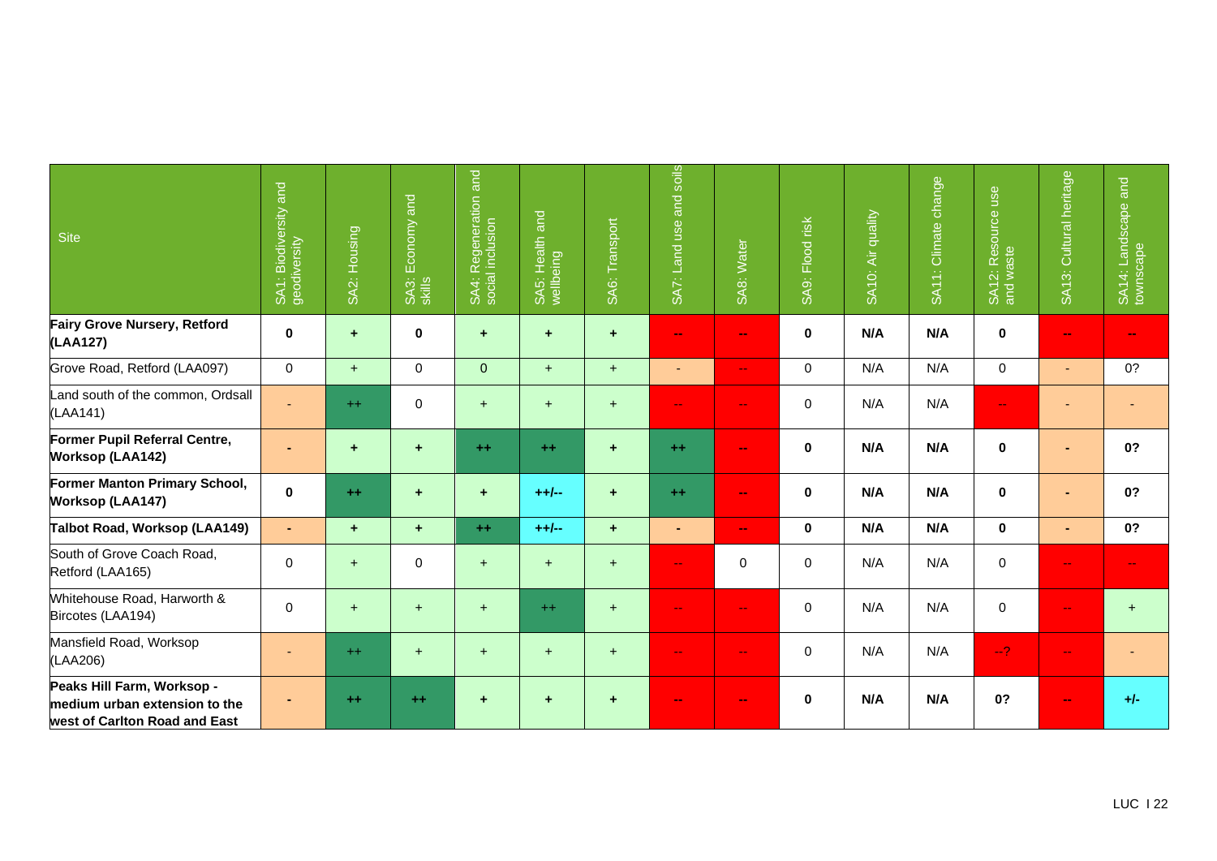| Site | SA1: Biodiversity and geodiversity | SA2: Housing | SA3: Economy and skills | SA4: Regeneration and social inclusion | SA5: Health and wellbeing | SA6: Transport | SA7: Land use and soils | SA8: Water | SA9: Flood risk | SA10: Air quality | SA11: Climate change | SA12: Resource use and waste | SA13: Cultural heritage | SA14: Landscape and townscape |
|---|---|---|---|---|---|---|---|---|---|---|---|---|---|---|
| **Fairy Grove Nursery, Retford (LAA127)** | **0** | **+** | **0** | **+** | **+** | **+** | **--** | **--** | **0** | **N/A** | **N/A** | **0** | **--** | **--** |
| Grove Road, Retford (LAA097) | 0 | + | 0 | 0 | + | + | - | -- | 0 | N/A | N/A | 0 | - | 0? |
| Land south of the common, Ordsall (LAA141) | - | ++ | 0 | + | + | + | -- | -- | 0 | N/A | N/A | -- | - | - |
| **Former Pupil Referral Centre, Worksop (LAA142)** | **-** | **+** | **+** | **++** | **++** | **+** | **++** | **--** | **0** | **N/A** | **N/A** | **0** | **-** | **0?** |
| **Former Manton Primary School, Worksop (LAA147)** | **0** | **++** | **+** | **+** | **++/--** | **+** | **++** | **--** | **0** | **N/A** | **N/A** | **0** | **-** | **0?** |
| **Talbot Road, Worksop (LAA149)** | **-** | **+** | **+** | **++** | **++/--** | **+** | **-** | **--** | **0** | **N/A** | **N/A** | **0** | **-** | **0?** |
| South of Grove Coach Road, Retford (LAA165) | 0 | + | 0 | + | + | + | -- | 0 | 0 | N/A | N/A | 0 | -- | -- |
| Whitehouse Road, Harworth & Bircotes (LAA194) | 0 | + | + | + | ++ | + | -- | -- | 0 | N/A | N/A | 0 | -- | + |
| Mansfield Road, Worksop (LAA206) | - | ++ | + | + | + | + | -- | -- | 0 | N/A | N/A | --? | -- | - |
| **Peaks Hill Farm, Worksop - medium urban extension to the west of Carlton Road and East** | **-** | **++** | **++** | **+** | **+** | **+** | **--** | **--** | **0** | **N/A** | **N/A** | **0?** | **--** | **+/-** |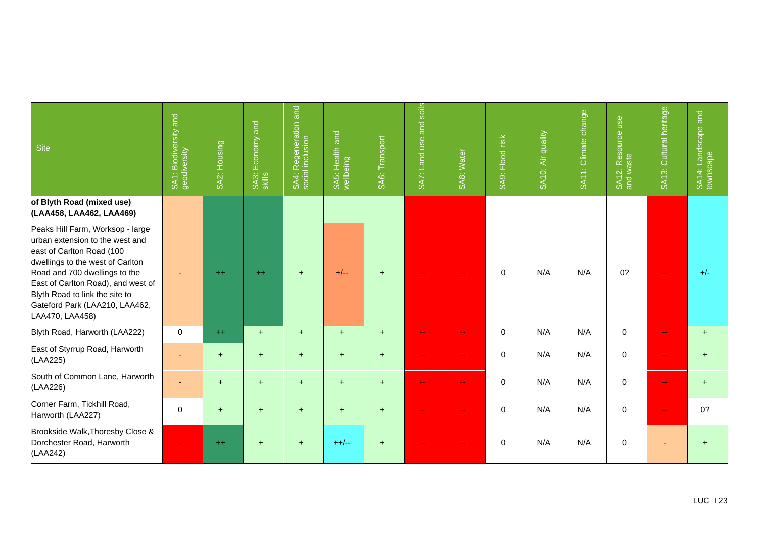| Site | SA1: Biodiversity and geodiversity | SA2: Housing | SA3: Economy and skills | SA4: Regeneration and social inclusion | SA5: Health and wellbeing | SA6: Transport | SA7: Land use and soils | SA8: Water | SA9: Flood risk | SA10: Air quality | SA11: Climate change | SA12: Resource use and waste | SA13: Cultural heritage | SA14: Landscape and townscape |
|---|---|---|---|---|---|---|---|---|---|---|---|---|---|---|
| **of Blyth Road (mixed use) (LAA458, LAA462, LAA469)** | | | | | | | | | | | | | | |
| Peaks Hill Farm, Worksop - large urban extension to the west and east of Carlton Road (100 dwellings to the west of Carlton Road and 700 dwellings to the East of Carlton Road), and west of Blyth Road to link the site to Gateford Park (LAA210, LAA462, LAA470, LAA458) | - | ++ | ++ | + | +/-- | + | -- | -- | 0 | N/A | N/A | 0? | -- | +/- |
| Blyth Road, Harworth (LAA222) | 0 | ++ | + | + | + | + | -- | -- | 0 | N/A | N/A | 0 | -- | + |
| East of Styrrup Road, Harworth (LAA225) | - | + | + | + | + | + | -- | -- | 0 | N/A | N/A | 0 | -- | + |
| South of Common Lane, Harworth (LAA226) | - | + | + | + | + | + | -- | -- | 0 | N/A | N/A | 0 | -- | + |
| Corner Farm, Tickhill Road, Harworth (LAA227) | 0 | + | + | + | + | + | -- | -- | 0 | N/A | N/A | 0 | -- | 0? |
| Brookside Walk,Thoresby Close & Dorchester Road, Harworth (LAA242) | -- | ++ | + | + | ++/-- | + | -- | -- | 0 | N/A | N/A | 0 | - | + |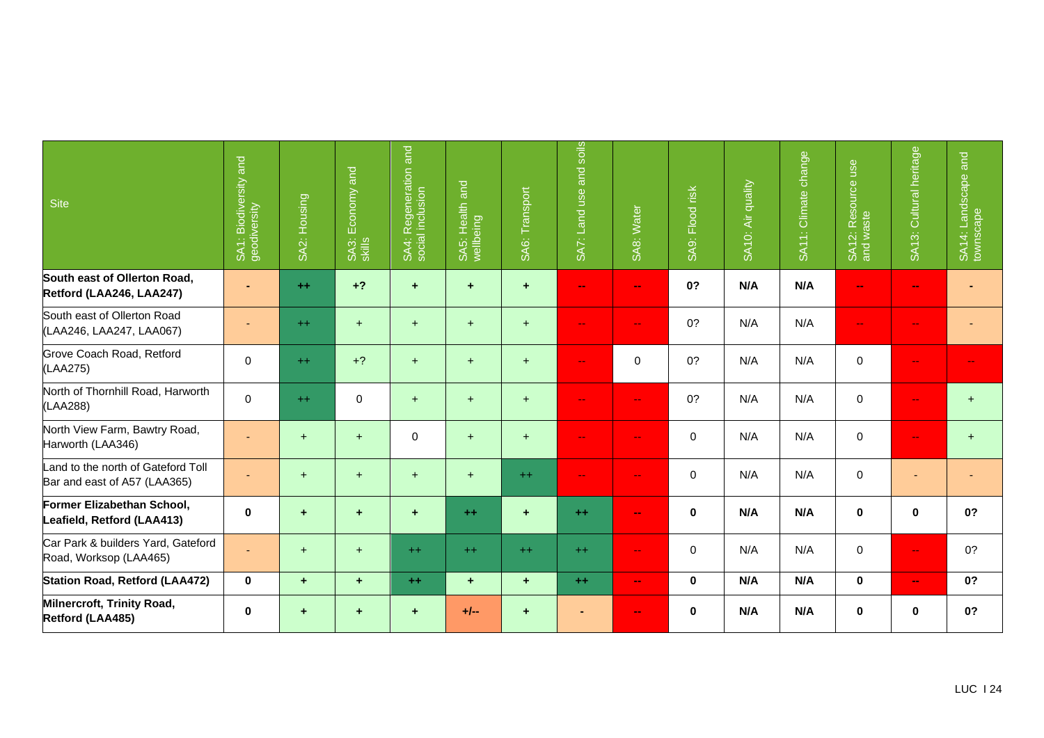| Site | SA1: Biodiversity and geodiversity | SA2: Housing | SA3: Economy and skills | SA4: Regeneration and social inclusion | SA5: Health and wellbeing | SA6: Transport | SA7: Land use and soils | SA8: Water | SA9: Flood risk | SA10: Air quality | SA11: Climate change | SA12: Resource use and waste | SA13: Cultural heritage | SA14: Landscape and townscape |
|---|---|---|---|---|---|---|---|---|---|---|---|---|---|---|
| **South east of Ollerton Road, Retford (LAA246, LAA247)** | **-** | **++** | **+?** | **+** | **+** | **+** | **--** | **--** | **0?** | **N/A** | **N/A** | **--** | **--** | **-** |
| South east of Ollerton Road (LAA246, LAA247, LAA067) | - | ++ | + | + | + | + | -- | -- | 0? | N/A | N/A | -- | -- | - |
| Grove Coach Road, Retford (LAA275) | 0 | ++ | +? | + | + | + | -- | 0 | 0? | N/A | N/A | 0 | -- | -- |
| North of Thornhill Road, Harworth (LAA288) | 0 | ++ | 0 | + | + | + | -- | -- | 0? | N/A | N/A | 0 | -- | + |
| North View Farm, Bawtry Road, Harworth (LAA346) | - | + | + | 0 | + | + | -- | -- | 0 | N/A | N/A | 0 | -- | + |
| Land to the north of Gateford Toll Bar and east of A57 (LAA365) | - | + | + | + | + | ++ | -- | -- | 0 | N/A | N/A | 0 | - | - |
| **Former Elizabethan School, Leafield, Retford (LAA413)** | **0** | **+** | **+** | **+** | **++** | **+** | **++** | **--** | **0** | **N/A** | **N/A** | **0** | **0** | **0?** |
| Car Park & builders Yard, Gateford Road, Worksop (LAA465) | - | + | + | ++ | ++ | ++ | ++ | -- | 0 | N/A | N/A | 0 | -- | 0? |
| **Station Road, Retford (LAA472)** | **0** | **+** | **+** | **++** | **+** | **+** | **++** | **--** | **0** | **N/A** | **N/A** | **0** | **--** | **0?** |
| **Milnercroft, Trinity Road, Retford (LAA485)** | **0** | **+** | **+** | **+** | **+/--** | **+** | **-** | **--** | **0** | **N/A** | **N/A** | **0** | **0** | **0?** |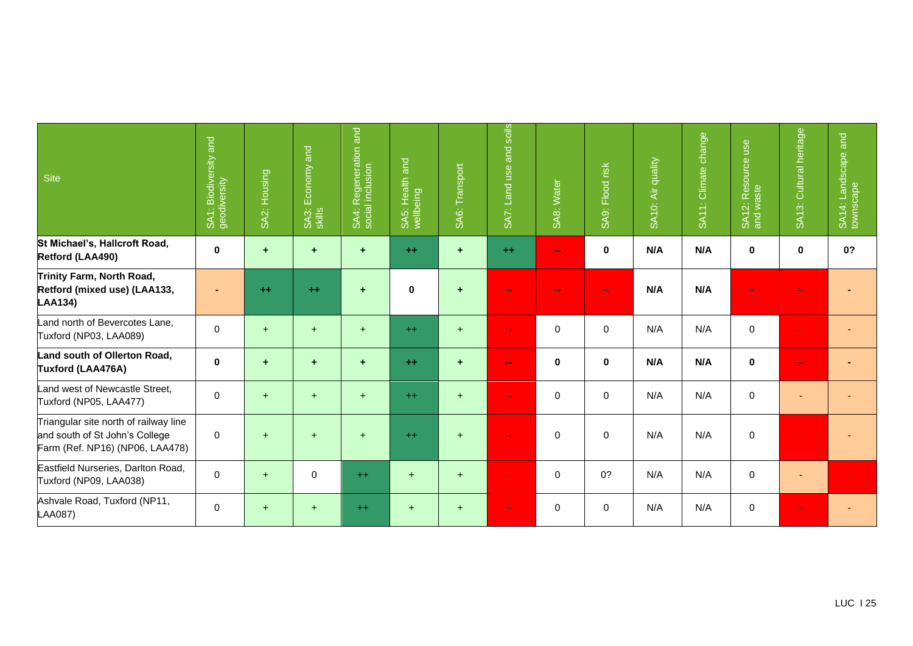| Site | SA1: Biodiversity and geodiversity | SA2: Housing | SA3: Economy and skills | SA4: Regeneration and social inclusion | SA5: Health and wellbeing | SA6: Transport | SA7: Land use and soils | SA8: Water | SA9: Flood risk | SA10: Air quality | SA11: Climate change | SA12: Resource use and waste | SA13: Cultural heritage | SA14: Landscape and townscape |
|---|---|---|---|---|---|---|---|---|---|---|---|---|---|---|
| **St Michael's, Hallcroft Road, Retford (LAA490)** | **0** | **+** | **+** | **+** | **++** | **+** | **++** | **--** | **0** | **N/A** | **N/A** | **0** | **0** | **0?** |
| **Trinity Farm, North Road, Retford (mixed use) (LAA133, LAA134)** | **-** | **++** | **++** | **+** | **0** | **+** | **--** | **--** | **--** | **N/A** | **N/A** | **--** | **--** | **-** |
| Land north of Bevercotes Lane, Tuxford (NP03, LAA089) | 0 | + | + | + | ++ | + | -- | 0 | 0 | N/A | N/A | 0 | -- | - |
| **Land south of Ollerton Road, Tuxford (LAA476A)** | **0** | **+** | **+** | **+** | **++** | **+** | **--** | **0** | **0** | **N/A** | **N/A** | **0** | **--** | **-** |
| Land west of Newcastle Street, Tuxford (NP05, LAA477) | 0 | + | + | + | ++ | + | -- | 0 | 0 | N/A | N/A | 0 | - | - |
| Triangular site north of railway line and south of St John's College Farm (Ref. NP16) (NP06, LAA478) | 0 | + | + | + | ++ | + | -- | 0 | 0 | N/A | N/A | 0 | -- | - |
| Eastfield Nurseries, Darlton Road, Tuxford (NP09, LAA038) | 0 | + | 0 | ++ | + | + | -- | 0 | 0? | N/A | N/A | 0 | - | -- |
| Ashvale Road, Tuxford (NP11, LAA087) | 0 | + | + | ++ | + | + | -- | 0 | 0 | N/A | N/A | 0 | -- | - |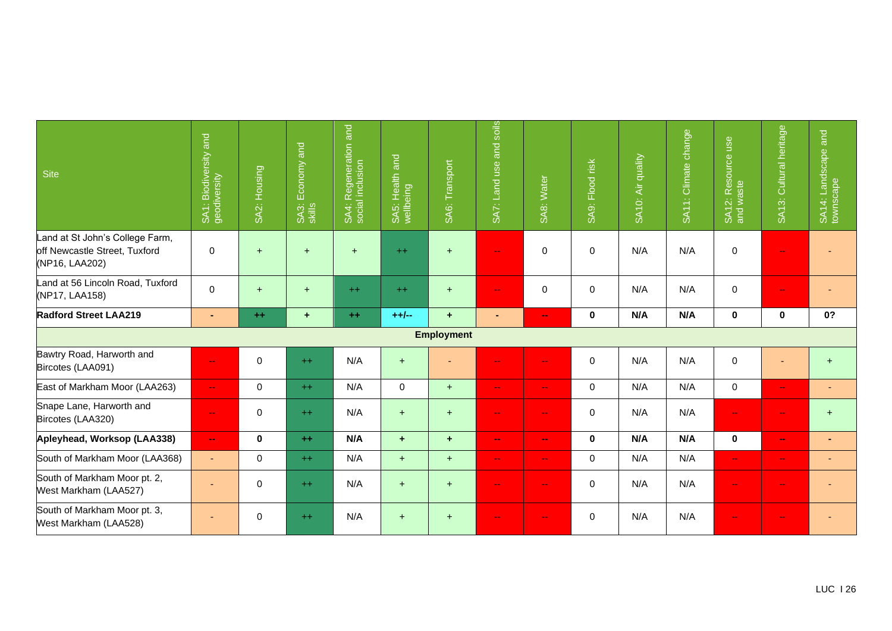| Site | SA1: Biodiversity and geodiversity | SA2: Housing | SA3: Economy and skills | SA4: Regeneration and social inclusion | SA5: Health and wellbeing | SA6: Transport | SA7: Land use and soils | SA8: Water | SA9: Flood risk | SA10: Air quality | SA11: Climate change | SA12: Resource use and waste | SA13: Cultural heritage | SA14: Landscape and townscape |
|---|---|---|---|---|---|---|---|---|---|---|---|---|---|---|
| Land at St John's College Farm, off Newcastle Street, Tuxford (NP16, LAA202) | 0 | + | + | + | ++ | + | -- | 0 | 0 | N/A | N/A | 0 | -- | - |
| Land at 56 Lincoln Road, Tuxford (NP17, LAA158) | 0 | + | + | ++ | ++ | + | -- | 0 | 0 | N/A | N/A | 0 | -- | - |
| **Radford Street LAA219** | **-** | **++** | **+** | **++** | **++/--** | **+** | **-** | **--** | **0** | **N/A** | **N/A** | **0** | **0** | **0?** |
| | | | | | | **Employment** | | | | | | | | |
| Bawtry Road, Harworth and Bircotes (LAA091) | -- | 0 | ++ | N/A | + | - | -- | -- | 0 | N/A | N/A | 0 | - | + |
| East of Markham Moor (LAA263) | -- | 0 | ++ | N/A | 0 | + | -- | -- | 0 | N/A | N/A | 0 | -- | - |
| Snape Lane, Harworth and Bircotes (LAA320) | -- | 0 | ++ | N/A | + | + | -- | -- | 0 | N/A | N/A | -- | -- | + |
| **Apleyhead, Worksop (LAA338)** | **--** | **0** | **++** | **N/A** | **+** | **+** | **--** | **--** | **0** | **N/A** | **N/A** | **0** | **--** | **-** |
| South of Markham Moor (LAA368) | - | 0 | ++ | N/A | + | + | -- | -- | 0 | N/A | N/A | -- | -- | - |
| South of Markham Moor pt. 2, West Markham (LAA527) | - | 0 | ++ | N/A | + | + | -- | -- | 0 | N/A | N/A | -- | -- | - |
| South of Markham Moor pt. 3, West Markham (LAA528) | - | 0 | ++ | N/A | + | + | -- | -- | 0 | N/A | N/A | -- | -- | - |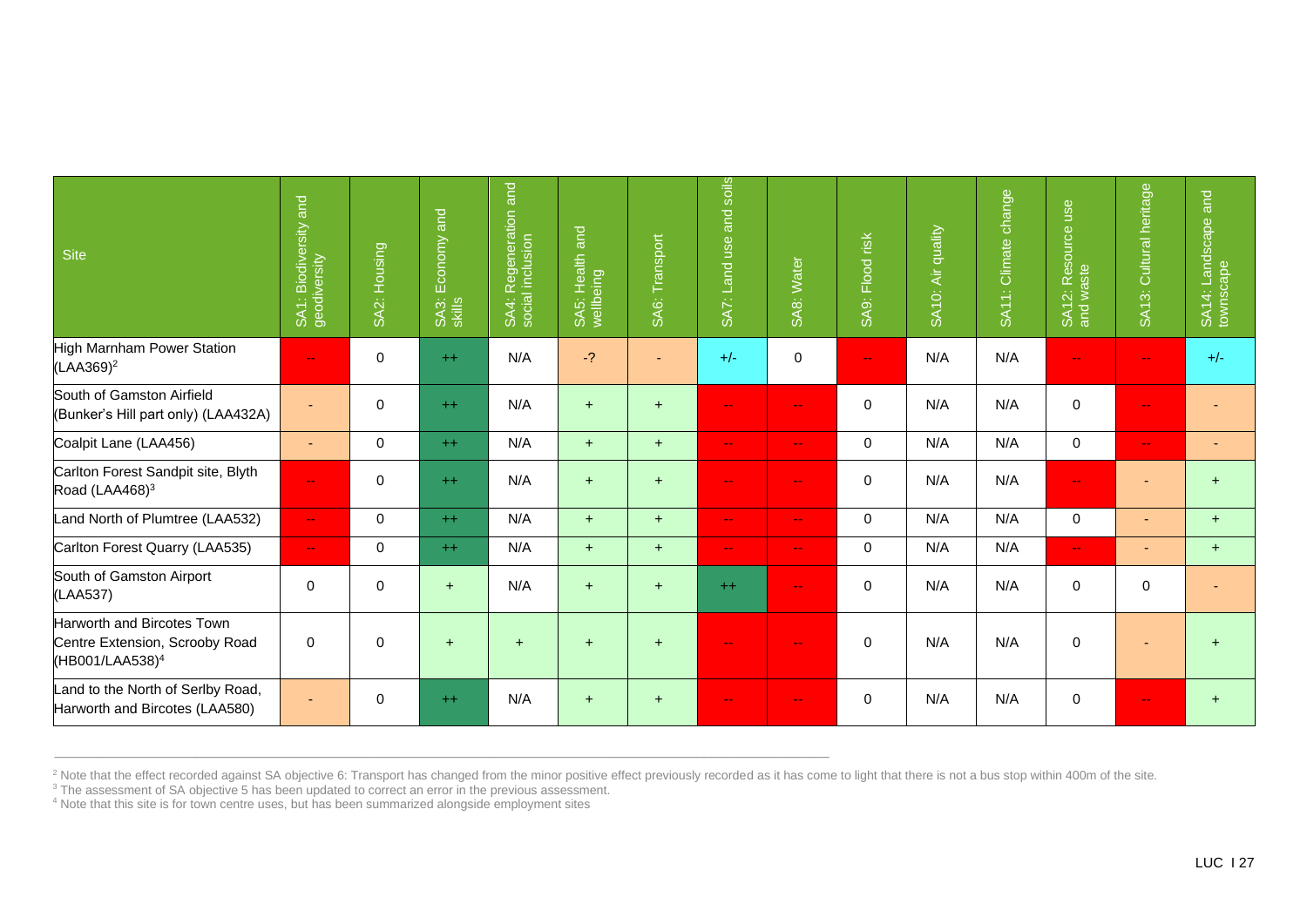| Site | SA1: Biodiversity and geodiversity | SA2: Housing | SA3: Economy and skills | SA4: Regeneration and social inclusion | SA5: Health and wellbeing | SA6: Transport | SA7: Land use and soils | SA8: Water | SA9: Flood risk | SA10: Air quality | SA11: Climate change | SA12: Resource use and waste | SA13: Cultural heritage | SA14: Landscape and townscape |
|---|---|---|---|---|---|---|---|---|---|---|---|---|---|---|
| High Marnham Power Station (LAA369)[2] | -- | 0 | ++ | N/A | -? | - | +/- | 0 | -- | N/A | N/A | -- | -- | +/- |
| South of Gamston Airfield (Bunker's Hill part only) (LAA432A) | - | 0 | ++ | N/A | + | + | -- | -- | 0 | N/A | N/A | 0 | -- | - |
| Coalpit Lane (LAA456) | - | 0 | ++ | N/A | + | + | -- | -- | 0 | N/A | N/A | 0 | -- | - |
| Carlton Forest Sandpit site, Blyth Road (LAA468)[3] | -- | 0 | ++ | N/A | + | + | -- | -- | 0 | N/A | N/A | -- | - | + |
| Land North of Plumtree (LAA532) | -- | 0 | ++ | N/A | + | + | -- | -- | 0 | N/A | N/A | 0 | - | + |
| Carlton Forest Quarry (LAA535) | -- | 0 | ++ | N/A | + | + | -- | -- | 0 | N/A | N/A | -- | - | + |
| South of Gamston Airport (LAA537) | 0 | 0 | + | N/A | + | + | ++ | -- | 0 | N/A | N/A | 0 | 0 | - |
| Harworth and Bircotes Town Centre Extension, Scrooby Road (HB001/LAA538)[4] | 0 | 0 | + | + | + | + | -- | -- | 0 | N/A | N/A | 0 | - | + |
| Land to the North of Serlby Road, Harworth and Bircotes (LAA580) | - | 0 | ++ | N/A | + | + | -- | -- | 0 | N/A | N/A | 0 | -- | + |

[2] Note that the effect recorded against SA objective 6: Transport has changed from the minor positive effect previously recorded as it has come to light that there is not a bus stop within 400m of the site.
[3] The assessment of SA objective 5 has been updated to correct an error in the previous assessment.
[4] Note that this site is for town centre uses, but has been summarized alongside employment sites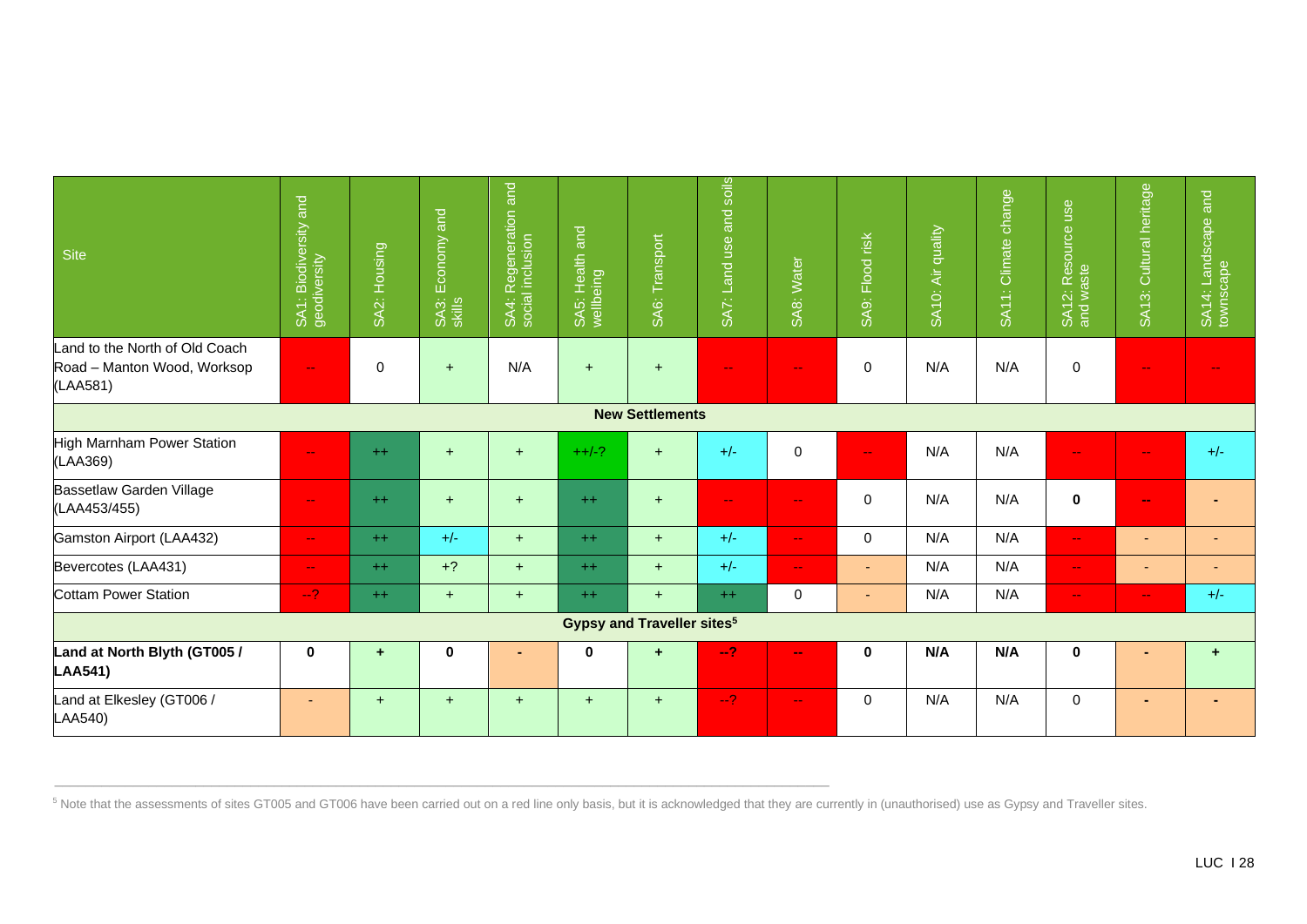| Site | SA1: Biodiversity and geodiversity | SA2: Housing | SA3: Economy and skills | SA4: Regeneration and social inclusion | SA5: Health and wellbeing | SA6: Transport | SA7: Land use and soils | SA8: Water | SA9: Flood risk | SA10: Air quality | SA11: Climate change | SA12: Resource use and waste | SA13: Cultural heritage | SA14: Landscape and townscape |
|---|---|---|---|---|---|---|---|---|---|---|---|---|---|---|
| Land to the North of Old Coach Road – Manton Wood, Worksop (LAA581) | -- | 0 | + | N/A | + | + | -- | -- | 0 | N/A | N/A | 0 | -- | -- |
| **New Settlements** | | | | | | | | | | | | | | |
| High Marnham Power Station (LAA369) | -- | ++ | + | + | ++/-? | + | +/- | 0 | -- | N/A | N/A | -- | -- | +/- |
| Bassetlaw Garden Village (LAA453/455) | -- | ++ | + | + | ++ | + | -- | -- | 0 | N/A | N/A | **0** | -- | - |
| Gamston Airport (LAA432) | -- | ++ | +/- | + | ++ | + | +/- | -- | 0 | N/A | N/A | -- | - | - |
| Bevercotes (LAA431) | -- | ++ | +? | + | ++ | + | +/- | -- | - | N/A | N/A | -- | - | - |
| Cottam Power Station | --? | ++ | + | + | ++ | + | ++ | 0 | - | N/A | N/A | -- | -- | +/- |
| **Gypsy and Traveller sites[5]** | | | | | | | | | | | | | | |
| **Land at North Blyth (GT005 / LAA541)** | **0** | **+** | **0** | **-** | **0** | **+** | **--?** | **--** | **0** | **N/A** | **N/A** | **0** | **-** | **+** |
| Land at Elkesley (GT006 / LAA540) | - | + | + | + | + | + | --? | -- | 0 | N/A | N/A | 0 | - | - |

[5] Note that the assessments of sites GT005 and GT006 have been carried out on a red line only basis, but it is acknowledged that they are currently in (unauthorised) use as Gypsy and Traveller sites.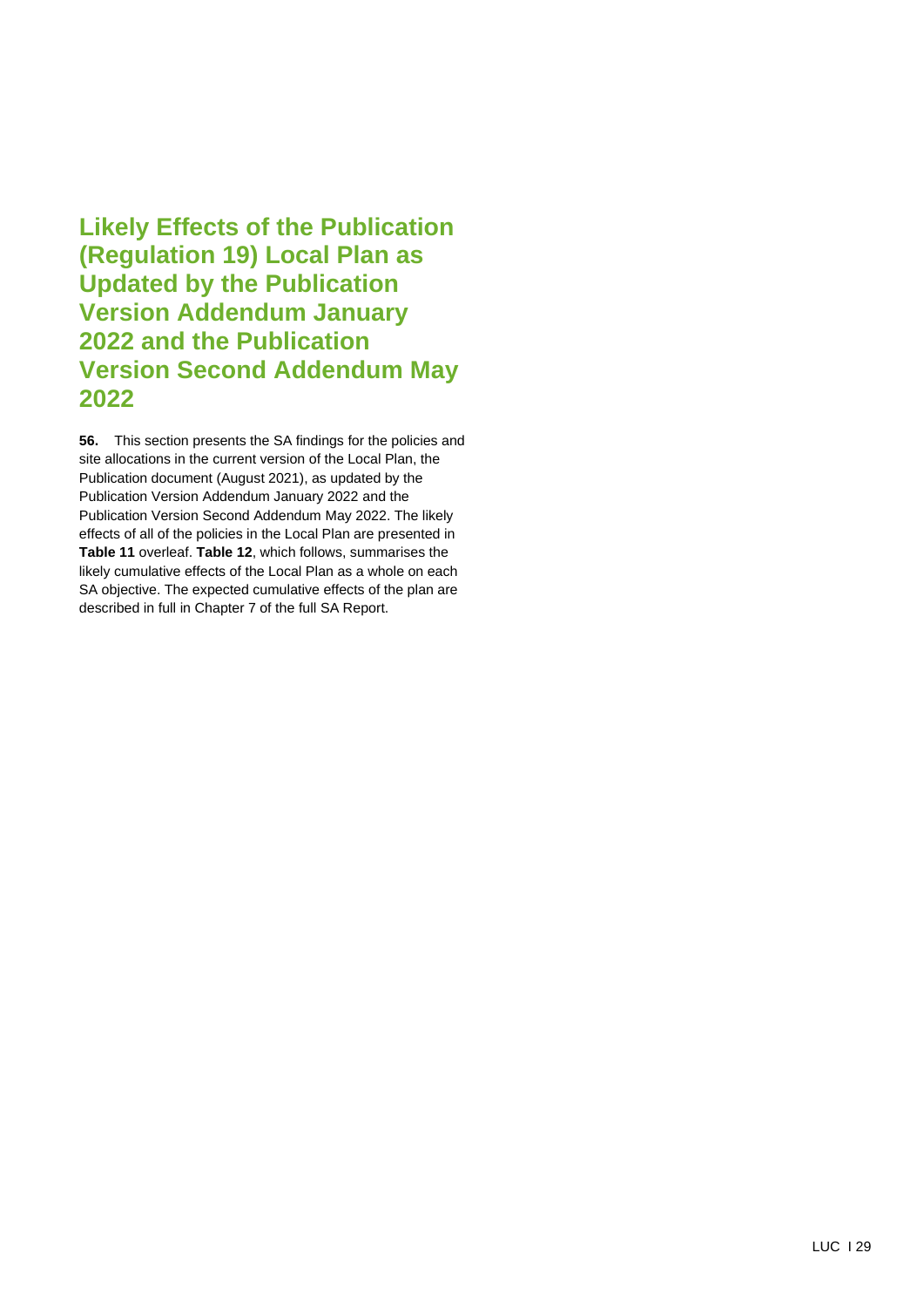# Likely Effects of the Publication (Regulation 19) Local Plan as Updated by the Publication Version Addendum January 2022 and the Publication Version Second Addendum May 2022

**56.** This section presents the SA findings for the policies and site allocations in the current version of the Local Plan, the Publication document (August 2021), as updated by the Publication Version Addendum January 2022 and the Publication Version Second Addendum May 2022. The likely effects of all of the policies in the Local Plan are presented in **Table 11** overleaf. **Table 12**, which follows, summarises the likely cumulative effects of the Local Plan as a whole on each SA objective. The expected cumulative effects of the plan are described in full in Chapter 7 of the full SA Report.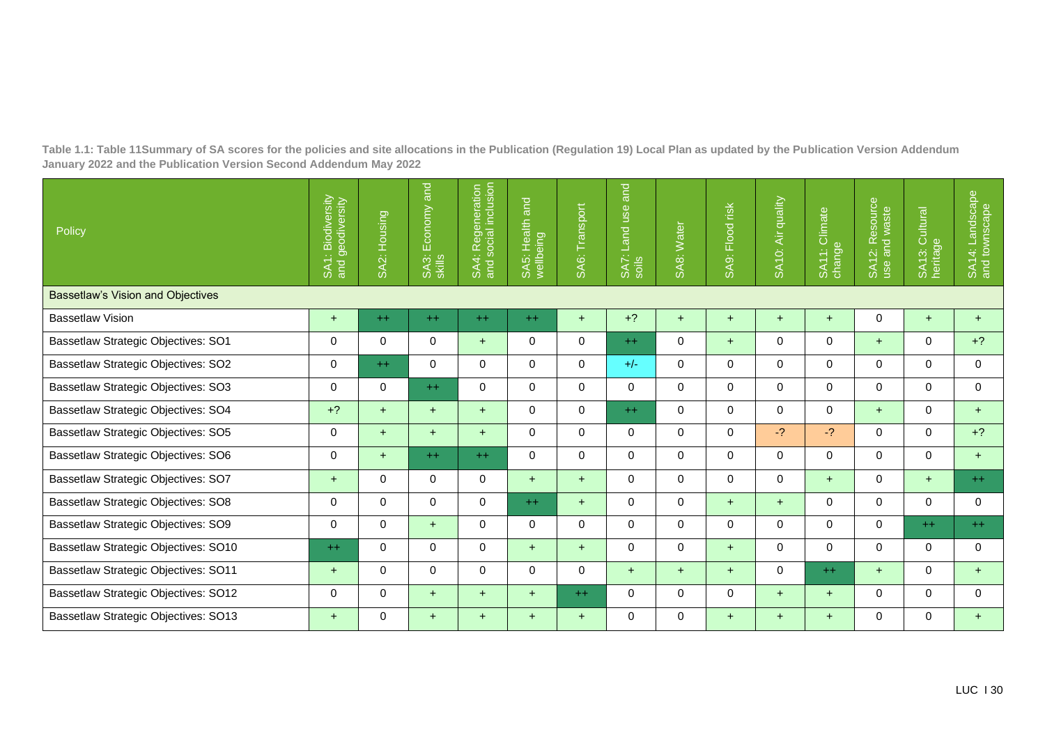**Table 1.1: Table 11Summary of SA scores for the policies and site allocations in the Publication (Regulation 19) Local Plan as updated by the Publication Version Addendum January 2022 and the Publication Version Second Addendum May 2022**

| Policy | SA1: Biodiversity and geodiversity | SA2: Housing | SA3: Economy and skills | SA4: Regeneration and social inclusion | SA5: Health and wellbeing | SA6: Transport | SA7: Land use and soils | SA8: Water | SA9: Flood risk | SA10: Air quality | SA11: Climate change | SA12: Resource use and waste | SA13: Cultural heritage | SA14: Landscape and townscape |
|---|---|---|---|---|---|---|---|---|---|---|---|---|---|---|
| Bassetlaw's Vision and Objectives | | | | | | | | | | | | | | |
| Bassetlaw Vision | + | ++ | ++ | ++ | ++ | + | +? | + | + | + | + | 0 | + | + |
| Bassetlaw Strategic Objectives: SO1 | 0 | 0 | 0 | + | 0 | 0 | ++ | 0 | + | 0 | 0 | + | 0 | +? |
| Bassetlaw Strategic Objectives: SO2 | 0 | ++ | 0 | 0 | 0 | 0 | +/- | 0 | 0 | 0 | 0 | 0 | 0 | 0 |
| Bassetlaw Strategic Objectives: SO3 | 0 | 0 | ++ | 0 | 0 | 0 | 0 | 0 | 0 | 0 | 0 | 0 | 0 | 0 |
| Bassetlaw Strategic Objectives: SO4 | +? | + | + | + | 0 | 0 | ++ | 0 | 0 | 0 | 0 | + | 0 | + |
| Bassetlaw Strategic Objectives: SO5 | 0 | + | + | + | 0 | 0 | 0 | 0 | 0 | -? | -? | 0 | 0 | +? |
| Bassetlaw Strategic Objectives: SO6 | 0 | + | ++ | ++ | 0 | 0 | 0 | 0 | 0 | 0 | 0 | 0 | 0 | + |
| Bassetlaw Strategic Objectives: SO7 | + | 0 | 0 | 0 | + | + | 0 | 0 | 0 | 0 | + | 0 | + | ++ |
| Bassetlaw Strategic Objectives: SO8 | 0 | 0 | 0 | 0 | ++ | + | 0 | 0 | + | + | 0 | 0 | 0 | 0 |
| Bassetlaw Strategic Objectives: SO9 | 0 | 0 | + | 0 | 0 | 0 | 0 | 0 | 0 | 0 | 0 | 0 | ++ | ++ |
| Bassetlaw Strategic Objectives: SO10 | ++ | 0 | 0 | 0 | + | + | 0 | 0 | + | 0 | 0 | 0 | 0 | 0 |
| Bassetlaw Strategic Objectives: SO11 | + | 0 | 0 | 0 | 0 | 0 | + | + | + | 0 | ++ | + | 0 | + |
| Bassetlaw Strategic Objectives: SO12 | 0 | 0 | + | + | + | ++ | 0 | 0 | 0 | + | + | 0 | 0 | 0 |
| Bassetlaw Strategic Objectives: SO13 | + | 0 | + | + | + | + | 0 | 0 | + | + | + | 0 | 0 | + |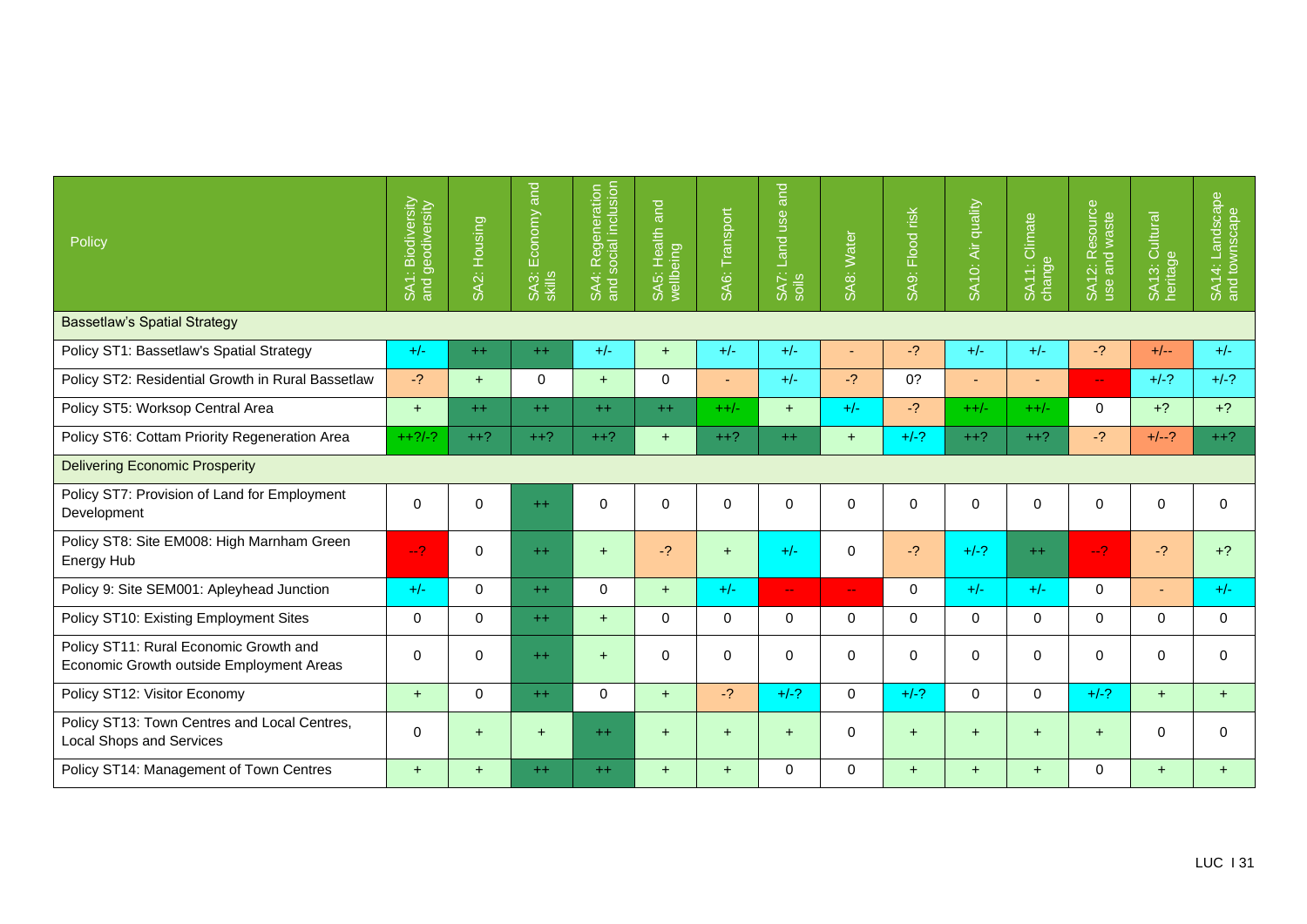| Policy | SA1: Biodiversity and geodiversity | SA2: Housing | SA3: Economy and skills | SA4: Regeneration and social inclusion | SA5: Health and wellbeing | SA6: Transport | SA7: Land use and soils | SA8: Water | SA9: Flood risk | SA10: Air quality | SA11: Climate change | SA12: Resource use and waste | SA13: Cultural heritage | SA14: Landscape and townscape |
|---|---|---|---|---|---|---|---|---|---|---|---|---|---|---|
| Bassetlaw's Spatial Strategy | | | | | | | | | | | | | | |
| Policy ST1: Bassetlaw's Spatial Strategy | +/- | ++ | ++ | +/- | + | +/- | +/- | - | -? | +/- | +/- | -? | +/-- | +/- |
| Policy ST2: Residential Growth in Rural Bassetlaw | -? | + | 0 | + | 0 | - | +/- | -? | 0? | - | - | -- | +/-? | +/-? |
| Policy ST5: Worksop Central Area | + | ++ | ++ | ++ | ++ | ++/- | + | +/- | -? | ++/- | ++/- | 0 | +? | +? |
| Policy ST6: Cottam Priority Regeneration Area | ++?/-? | ++? | ++? | ++? | + | ++? | ++ | + | +/-? | ++? | ++? | -? | +/--? | ++? |
| Delivering Economic Prosperity | | | | | | | | | | | | | | |
| Policy ST7: Provision of Land for Employment Development | 0 | 0 | ++ | 0 | 0 | 0 | 0 | 0 | 0 | 0 | 0 | 0 | 0 | 0 |
| Policy ST8: Site EM008: High Marnham Green Energy Hub | --? | 0 | ++ | + | -? | + | +/- | 0 | -? | +/-? | ++ | --? | -? | +? |
| Policy 9: Site SEM001: Apleyhead Junction | +/- | 0 | ++ | 0 | + | +/- | -- | -- | 0 | +/- | +/- | 0 | - | +/- |
| Policy ST10: Existing Employment Sites | 0 | 0 | ++ | + | 0 | 0 | 0 | 0 | 0 | 0 | 0 | 0 | 0 | 0 |
| Policy ST11: Rural Economic Growth and Economic Growth outside Employment Areas | 0 | 0 | ++ | + | 0 | 0 | 0 | 0 | 0 | 0 | 0 | 0 | 0 | 0 |
| Policy ST12: Visitor Economy | + | 0 | ++ | 0 | + | -? | +/-? | 0 | +/-? | 0 | 0 | +/-? | + | + |
| Policy ST13: Town Centres and Local Centres, Local Shops and Services | 0 | + | + | ++ | + | + | + | 0 | + | + | + | + | 0 | 0 |
| Policy ST14: Management of Town Centres | + | + | ++ | ++ | + | + | 0 | 0 | + | + | + | 0 | + | + |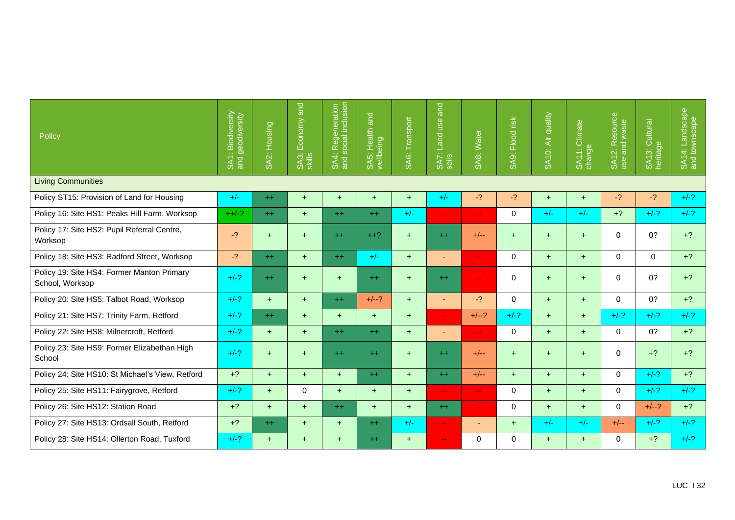| Policy | SA1: Biodiversity and geodiversity | SA2: Housing | SA3: Economy and skills | SA4: Regeneration and social inclusion | SA5: Health and wellbeing | SA6: Transport | SA7: Land use and soils | SA8: Water | SA9: Flood risk | SA10: Air quality | SA11: Climate change | SA12: Resource use and waste | SA13: Cultural heritage | SA14: Landscape and townscape |
|---|---|---|---|---|---|---|---|---|---|---|---|---|---|---|
| Living Communities | | | | | | | | | | | | | | |
| Policy ST15: Provision of Land for Housing | +/- | ++ | + | + | + | + | +/- | -? | -? | + | + | -? | -? | +/-? |
| Policy 16: Site HS1: Peaks Hill Farm, Worksop | ++/-? | ++ | + | ++ | ++ | +/- | -- | -- | 0 | +/- | +/- | +? | +/-? | +/-? |
| Policy 17: Site HS2: Pupil Referral Centre, Worksop | -? | + | + | ++ | ++? | + | ++ | +/-- | + | + | + | 0 | 0? | +? |
| Policy 18: Site HS3: Radford Street, Worksop | -? | ++ | + | ++ | +/- | + | - | -- | 0 | + | + | 0 | 0 | +? |
| Policy 19: Site HS4: Former Manton Primary School, Worksop | +/-? | ++ | + | + | ++ | + | ++ | -- | 0 | + | + | 0 | 0? | +? |
| Policy 20: Site HS5: Talbot Road, Worksop | +/-? | + | + | ++ | +/--? | + | - | -? | 0 | + | + | 0 | 0? | +? |
| Policy 21: Site HS7: Trinity Farm, Retford | +/-? | ++ | + | + | + | + | -- | +/--? | +/-? | + | + | +/-? | +/-? | +/-? |
| Policy 22: Site HS8: Milnercroft, Retford | +/-? | + | + | ++ | ++ | + | - | -- | 0 | + | + | 0 | 0? | +? |
| Policy 23: Site HS9: Former Elizabethan High School | +/-? | + | + | ++ | ++ | + | ++ | +/-- | + | + | + | 0 | +? | +? |
| Policy 24: Site HS10: St Michael's View, Retford | +? | + | + | + | ++ | + | ++ | +/-- | + | + | + | 0 | +/-? | +? |
| Policy 25: Site HS11: Fairygrove, Retford | +/-? | + | 0 | + | + | + | -- | -- | 0 | + | + | 0 | +/-? | +/-? |
| Policy 26: Site HS12: Station Road | +? | + | + | ++ | + | + | ++ | -- | 0 | + | + | 0 | +/--? | +? |
| Policy 27: Site HS13: Ordsall South, Retford | +? | ++ | + | + | ++ | +/- | -- | - | + | +/- | +/- | +/-- | +/-? | +/-? |
| Policy 28: Site HS14: Ollerton Road, Tuxford | +/-? | + | + | + | ++ | + | -- | 0 | 0 | + | + | 0 | +? | +/-? |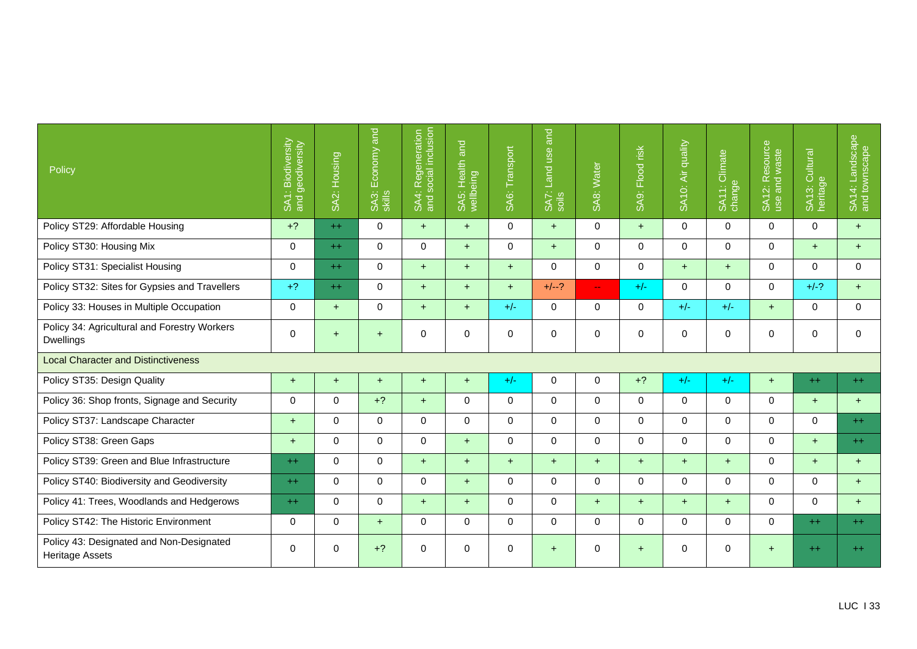| Policy | SA1: Biodiversity and geodiversity | SA2: Housing | SA3: Economy and skills | SA4: Regeneration and social inclusion | SA5: Health and wellbeing | SA6: Transport | SA7: Land use and soils | SA8: Water | SA9: Flood risk | SA10: Air quality | SA11: Climate change | SA12: Resource use and waste | SA13: Cultural heritage | SA14: Landscape and townscape |
|---|---|---|---|---|---|---|---|---|---|---|---|---|---|---|
| Policy ST29: Affordable Housing | +? | ++ | 0 | + | + | 0 | + | 0 | + | 0 | 0 | 0 | 0 | + |
| Policy ST30: Housing Mix | 0 | ++ | 0 | 0 | + | 0 | + | 0 | 0 | 0 | 0 | 0 | + | + |
| Policy ST31: Specialist Housing | 0 | ++ | 0 | + | + | + | 0 | 0 | 0 | + | + | 0 | 0 | 0 |
| Policy ST32: Sites for Gypsies and Travellers | +? | ++ | 0 | + | + | + | +/--? | -- | +/- | 0 | 0 | 0 | +/-? | + |
| Policy 33: Houses in Multiple Occupation | 0 | + | 0 | + | + | +/- | 0 | 0 | 0 | +/- | +/- | + | 0 | 0 |
| Policy 34: Agricultural and Forestry Workers Dwellings | 0 | + | + | 0 | 0 | 0 | 0 | 0 | 0 | 0 | 0 | 0 | 0 | 0 |
| Local Character and Distinctiveness | | | | | | | | | | | | | | |
| Policy ST35: Design Quality | + | + | + | + | + | +/- | 0 | 0 | +? | +/- | +/- | + | ++ | ++ |
| Policy 36: Shop fronts, Signage and Security | 0 | 0 | +? | + | 0 | 0 | 0 | 0 | 0 | 0 | 0 | 0 | + | + |
| Policy ST37: Landscape Character | + | 0 | 0 | 0 | 0 | 0 | 0 | 0 | 0 | 0 | 0 | 0 | 0 | ++ |
| Policy ST38: Green Gaps | + | 0 | 0 | 0 | + | 0 | 0 | 0 | 0 | 0 | 0 | 0 | + | ++ |
| Policy ST39: Green and Blue Infrastructure | ++ | 0 | 0 | + | + | + | + | + | + | + | + | 0 | + | + |
| Policy ST40: Biodiversity and Geodiversity | ++ | 0 | 0 | 0 | + | 0 | 0 | 0 | 0 | 0 | 0 | 0 | 0 | + |
| Policy 41: Trees, Woodlands and Hedgerows | ++ | 0 | 0 | + | + | 0 | 0 | + | + | + | + | 0 | 0 | + |
| Policy ST42: The Historic Environment | 0 | 0 | + | 0 | 0 | 0 | 0 | 0 | 0 | 0 | 0 | 0 | ++ | ++ |
| Policy 43: Designated and Non-Designated Heritage Assets | 0 | 0 | +? | 0 | 0 | 0 | + | 0 | + | 0 | 0 | + | ++ | ++ |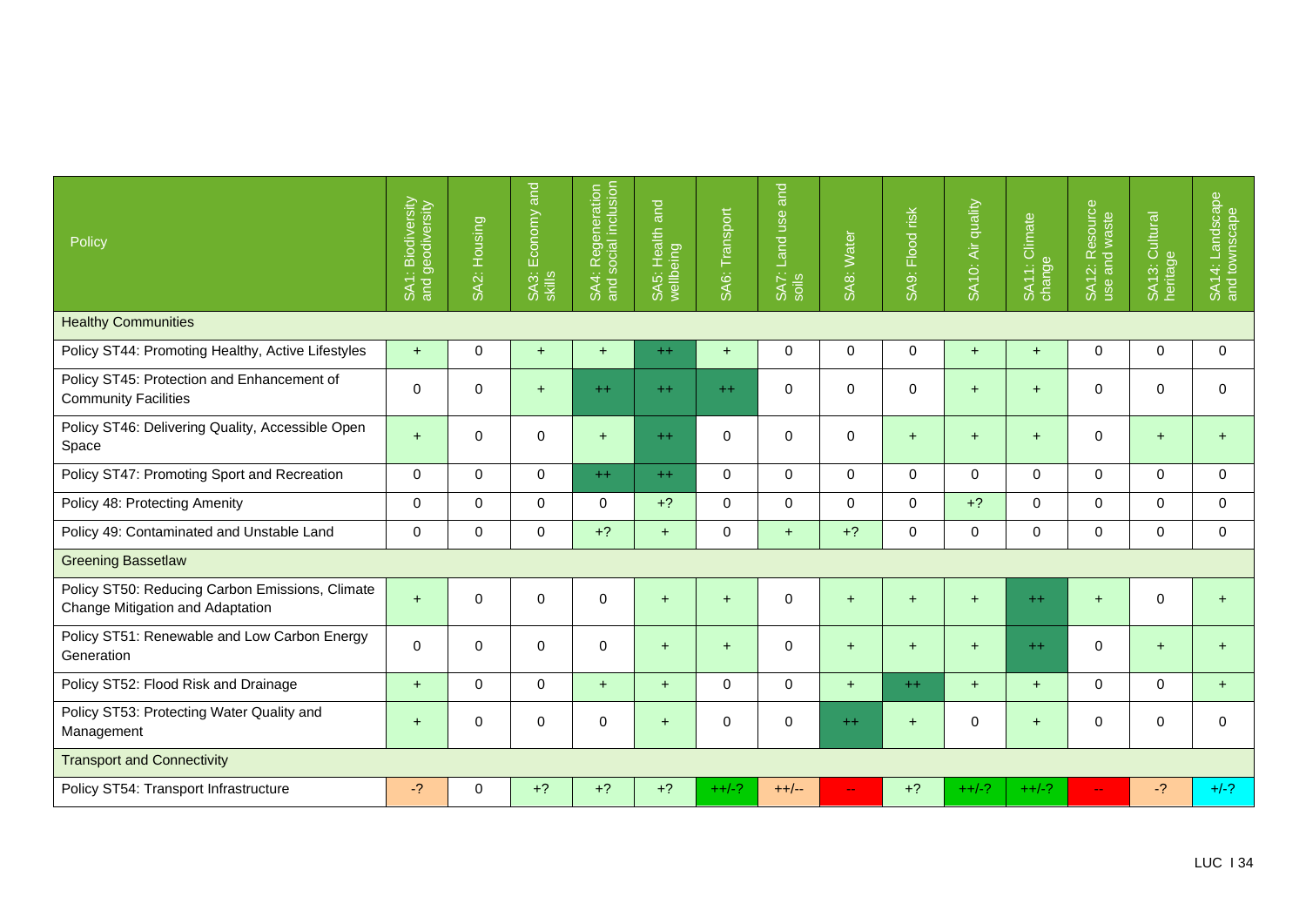| Policy | SA1: Biodiversity and geodiversity | SA2: Housing | SA3: Economy and skills | SA4: Regeneration and social inclusion | SA5: Health and wellbeing | SA6: Transport | SA7: Land use and soils | SA8: Water | SA9: Flood risk | SA10: Air quality | SA11: Climate change | SA12: Resource use and waste | SA13: Cultural heritage | SA14: Landscape and townscape |
|---|---|---|---|---|---|---|---|---|---|---|---|---|---|---|
| **Healthy Communities** | | | | | | | | | | | | | | |
| Policy ST44: Promoting Healthy, Active Lifestyles | + | 0 | + | + | ++ | + | 0 | 0 | 0 | + | + | 0 | 0 | 0 |
| Policy ST45: Protection and Enhancement of Community Facilities | 0 | 0 | + | ++ | ++ | ++ | 0 | 0 | 0 | + | + | 0 | 0 | 0 |
| Policy ST46: Delivering Quality, Accessible Open Space | + | 0 | 0 | + | ++ | 0 | 0 | 0 | + | + | + | 0 | + | + |
| Policy ST47: Promoting Sport and Recreation | 0 | 0 | 0 | ++ | ++ | 0 | 0 | 0 | 0 | 0 | 0 | 0 | 0 | 0 |
| Policy 48: Protecting Amenity | 0 | 0 | 0 | 0 | +? | 0 | 0 | 0 | 0 | +? | 0 | 0 | 0 | 0 |
| Policy 49: Contaminated and Unstable Land | 0 | 0 | 0 | +? | + | 0 | + | +? | 0 | 0 | 0 | 0 | 0 | 0 |
| **Greening Bassetlaw** | | | | | | | | | | | | | | |
| Policy ST50: Reducing Carbon Emissions, Climate Change Mitigation and Adaptation | + | 0 | 0 | 0 | + | + | 0 | + | + | + | ++ | + | 0 | + |
| Policy ST51: Renewable and Low Carbon Energy Generation | 0 | 0 | 0 | 0 | + | + | 0 | + | + | + | ++ | 0 | + | + |
| Policy ST52: Flood Risk and Drainage | + | 0 | 0 | + | + | 0 | 0 | + | ++ | + | + | 0 | 0 | + |
| Policy ST53: Protecting Water Quality and Management | + | 0 | 0 | 0 | + | 0 | 0 | ++ | + | 0 | + | 0 | 0 | 0 |
| **Transport and Connectivity** | | | | | | | | | | | | | | |
| Policy ST54: Transport Infrastructure | -? | 0 | +? | +? | +? | ++/-? | ++/-- | -- | +? | ++/-? | ++/-? | -- | -? | +/-? |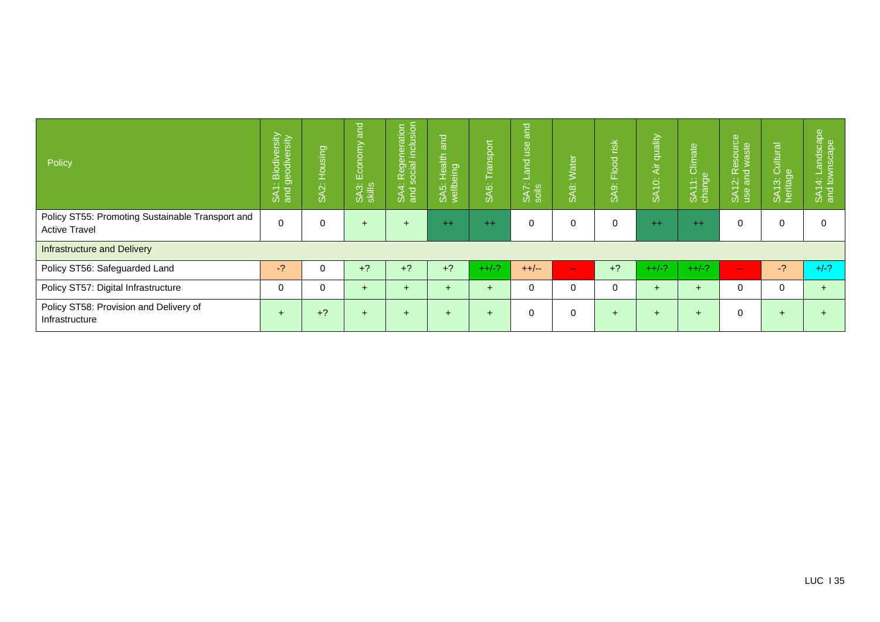| Policy | SA1: Biodiversity and geodiversity | SA2: Housing | SA3: Economy and skills | SA4: Regeneration and social inclusion | SA5: Health and wellbeing | SA6: Transport | SA7: Land use and soils | SA8: Water | SA9: Flood risk | SA10: Air quality | SA11: Climate change | SA12: Resource use and waste | SA13: Cultural heritage | SA14: Landscape and townscape |
|---|---|---|---|---|---|---|---|---|---|---|---|---|---|---|
| Policy ST55: Promoting Sustainable Transport and Active Travel | 0 | 0 | + | + | ++ | ++ | 0 | 0 | 0 | ++ | ++ | 0 | 0 | 0 |
| Infrastructure and Delivery | | | | | | | | | | | | | | |
| Policy ST56: Safeguarded Land | -? | 0 | +? | +? | +? | ++/-? | ++/-- | -- | +? | ++/-? | ++/-? | -- | -? | +/-? |
| Policy ST57: Digital Infrastructure | 0 | 0 | + | + | + | + | 0 | 0 | 0 | + | + | 0 | 0 | + |
| Policy ST58: Provision and Delivery of Infrastructure | + | +? | + | + | + | + | 0 | 0 | + | + | + | 0 | + | + |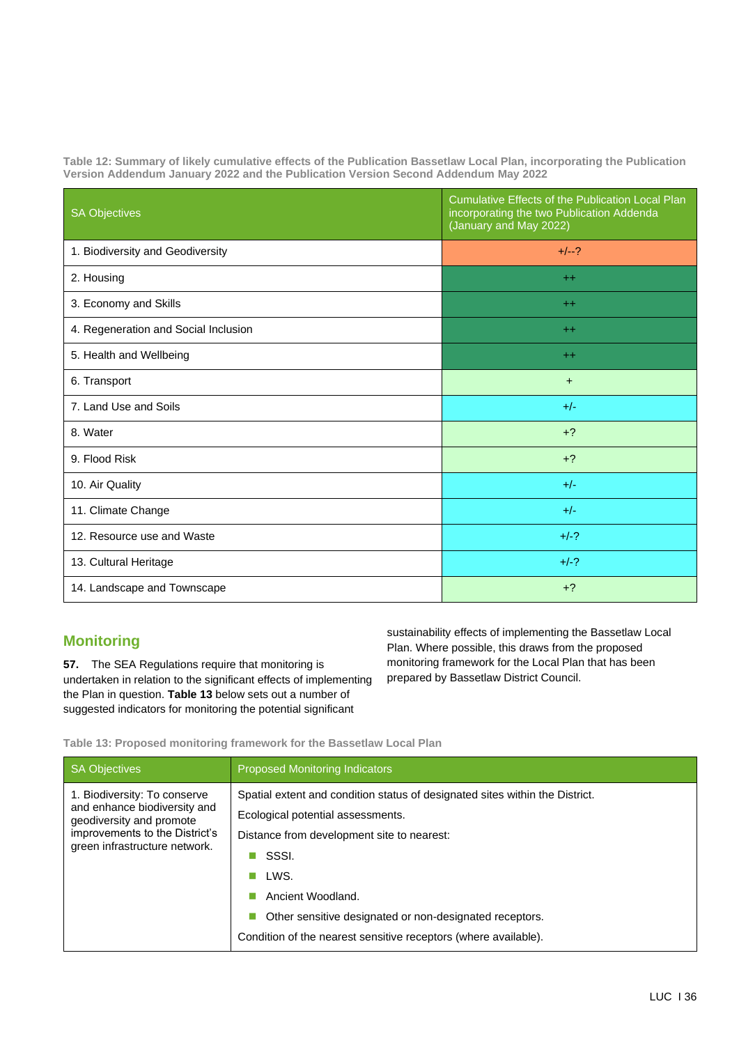**Table 12: Summary of likely cumulative effects of the Publication Bassetlaw Local Plan, incorporating the Publication Version Addendum January 2022 and the Publication Version Second Addendum May 2022**

| SA Objectives | Cumulative Effects of the Publication Local Plan incorporating the two Publication Addenda (January and May 2022) |
|---|---|
| 1. Biodiversity and Geodiversity | +/--? |
| 2. Housing | ++ |
| 3. Economy and Skills | ++ |
| 4. Regeneration and Social Inclusion | ++ |
| 5. Health and Wellbeing | ++ |
| 6. Transport | + |
| 7. Land Use and Soils | +/- |
| 8. Water | +? |
| 9. Flood Risk | +? |
| 10. Air Quality | +/- |
| 11. Climate Change | +/- |
| 12. Resource use and Waste | +/-? |
| 13. Cultural Heritage | +/-? |
| 14. Landscape and Townscape | +? |

## Monitoring

**57.** The SEA Regulations require that monitoring is undertaken in relation to the significant effects of implementing the Plan in question. **Table 13** below sets out a number of suggested indicators for monitoring the potential significant sustainability effects of implementing the Bassetlaw Local Plan. Where possible, this draws from the proposed monitoring framework for the Local Plan that has been prepared by Bassetlaw District Council.

**Table 13: Proposed monitoring framework for the Bassetlaw Local Plan**

| SA Objectives | Proposed Monitoring Indicators |
|---|---|
| 1. Biodiversity: To conserve and enhance biodiversity and geodiversity and promote improvements to the District's green infrastructure network. | Spatial extent and condition status of designated sites within the District.<br>Ecological potential assessments.<br>Distance from development site to nearest:<br>- SSSI.<br>- LWS.<br>- Ancient Woodland.<br>- Other sensitive designated or non-designated receptors.<br>Condition of the nearest sensitive receptors (where available). |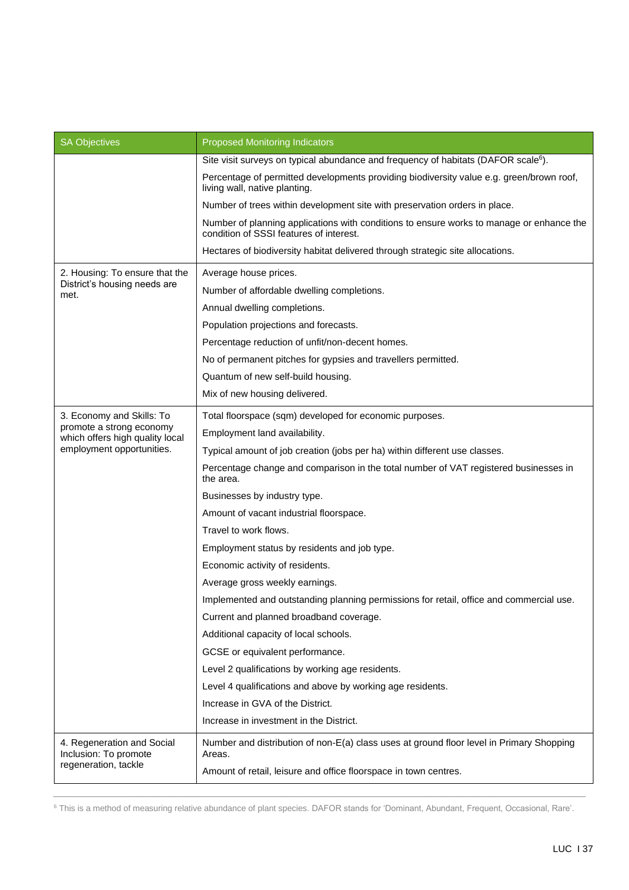| SA Objectives | Proposed Monitoring Indicators |
|---|---|
| | Site visit surveys on typical abundance and frequency of habitats (DAFOR scale[6]). |
| | Percentage of permitted developments providing biodiversity value e.g. green/brown roof, living wall, native planting. |
| | Number of trees within development site with preservation orders in place. |
| | Number of planning applications with conditions to ensure works to manage or enhance the condition of SSSI features of interest. |
| | Hectares of biodiversity habitat delivered through strategic site allocations. |
| 2. Housing: To ensure that the District's housing needs are met. | Average house prices. |
| | Number of affordable dwelling completions. |
| | Annual dwelling completions. |
| | Population projections and forecasts. |
| | Percentage reduction of unfit/non-decent homes. |
| | No of permanent pitches for gypsies and travellers permitted. |
| | Quantum of new self-build housing. |
| | Mix of new housing delivered. |
| 3. Economy and Skills: To promote a strong economy which offers high quality local employment opportunities. | Total floorspace (sqm) developed for economic purposes. |
| | Employment land availability. |
| | Typical amount of job creation (jobs per ha) within different use classes. |
| | Percentage change and comparison in the total number of VAT registered businesses in the area. |
| | Businesses by industry type. |
| | Amount of vacant industrial floorspace. |
| | Travel to work flows. |
| | Employment status by residents and job type. |
| | Economic activity of residents. |
| | Average gross weekly earnings. |
| | Implemented and outstanding planning permissions for retail, office and commercial use. |
| | Current and planned broadband coverage. |
| | Additional capacity of local schools. |
| | GCSE or equivalent performance. |
| | Level 2 qualifications by working age residents. |
| | Level 4 qualifications and above by working age residents. |
| | Increase in GVA of the District. |
| | Increase in investment in the District. |
| 4. Regeneration and Social Inclusion: To promote regeneration, tackle | Number and distribution of non-E(a) class uses at ground floor level in Primary Shopping Areas. |
| | Amount of retail, leisure and office floorspace in town centres. |

[6] This is a method of measuring relative abundance of plant species. DAFOR stands for 'Dominant, Abundant, Frequent, Occasional, Rare'.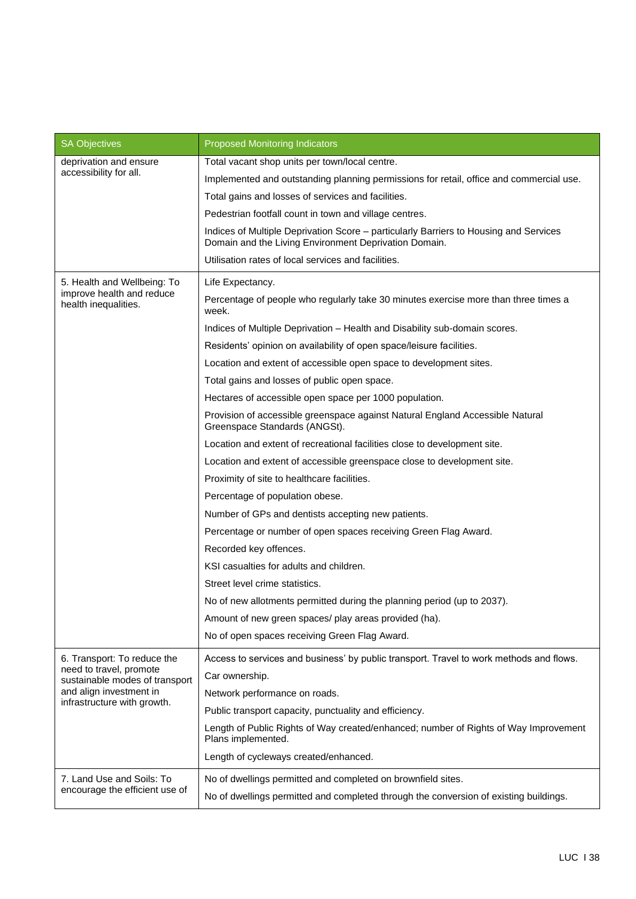| SA Objectives | Proposed Monitoring Indicators |
|---|---|
| deprivation and ensure accessibility for all. | Total vacant shop units per town/local centre. |
| | Implemented and outstanding planning permissions for retail, office and commercial use. |
| | Total gains and losses of services and facilities. |
| | Pedestrian footfall count in town and village centres. |
| | Indices of Multiple Deprivation Score – particularly Barriers to Housing and Services Domain and the Living Environment Deprivation Domain. |
| | Utilisation rates of local services and facilities. |
| 5. Health and Wellbeing: To improve health and reduce health inequalities. | Life Expectancy. |
| | Percentage of people who regularly take 30 minutes exercise more than three times a week. |
| | Indices of Multiple Deprivation – Health and Disability sub-domain scores. |
| | Residents' opinion on availability of open space/leisure facilities. |
| | Location and extent of accessible open space to development sites. |
| | Total gains and losses of public open space. |
| | Hectares of accessible open space per 1000 population. |
| | Provision of accessible greenspace against Natural England Accessible Natural Greenspace Standards (ANGSt). |
| | Location and extent of recreational facilities close to development site. |
| | Location and extent of accessible greenspace close to development site. |
| | Proximity of site to healthcare facilities. |
| | Percentage of population obese. |
| | Number of GPs and dentists accepting new patients. |
| | Percentage or number of open spaces receiving Green Flag Award. |
| | Recorded key offences. |
| | KSI casualties for adults and children. |
| | Street level crime statistics. |
| | No of new allotments permitted during the planning period (up to 2037). |
| | Amount of new green spaces/ play areas provided (ha). |
| | No of open spaces receiving Green Flag Award. |
| 6. Transport: To reduce the need to travel, promote sustainable modes of transport and align investment in infrastructure with growth. | Access to services and business' by public transport. Travel to work methods and flows. |
| | Car ownership. |
| | Network performance on roads. |
| | Public transport capacity, punctuality and efficiency. |
| | Length of Public Rights of Way created/enhanced; number of Rights of Way Improvement Plans implemented. |
| | Length of cycleways created/enhanced. |
| 7. Land Use and Soils: To encourage the efficient use of | No of dwellings permitted and completed on brownfield sites. |
| | No of dwellings permitted and completed through the conversion of existing buildings. |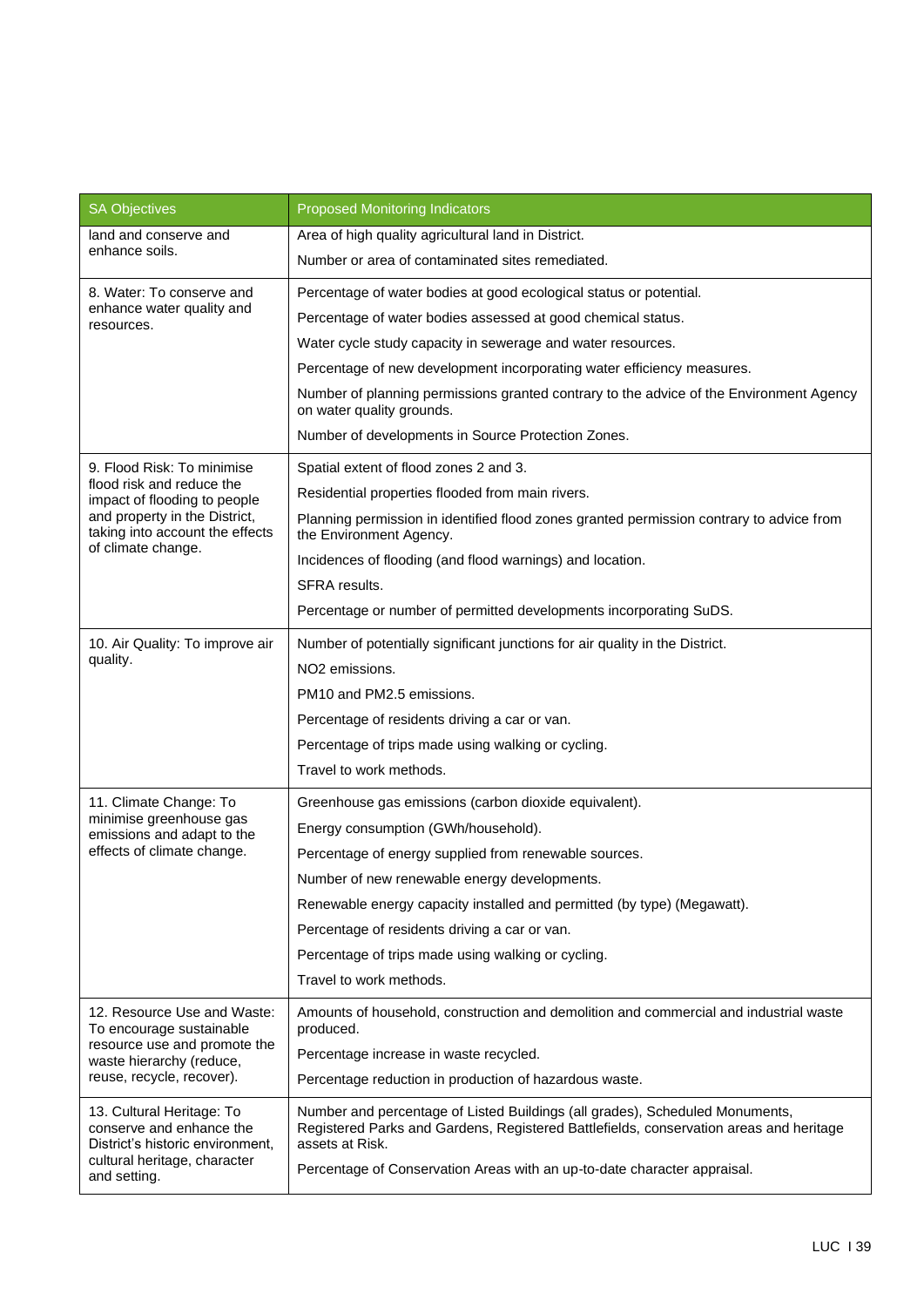| SA Objectives | Proposed Monitoring Indicators |
| --- | --- |
| land and conserve and enhance soils. | Area of high quality agricultural land in District.<br>Number or area of contaminated sites remediated. |
| 8. Water: To conserve and enhance water quality and resources. | Percentage of water bodies at good ecological status or potential.<br>Percentage of water bodies assessed at good chemical status.<br>Water cycle study capacity in sewerage and water resources.<br>Percentage of new development incorporating water efficiency measures.<br>Number of planning permissions granted contrary to the advice of the Environment Agency on water quality grounds.<br>Number of developments in Source Protection Zones. |
| 9. Flood Risk: To minimise flood risk and reduce the impact of flooding to people and property in the District, taking into account the effects of climate change. | Spatial extent of flood zones 2 and 3.<br>Residential properties flooded from main rivers.<br>Planning permission in identified flood zones granted permission contrary to advice from the Environment Agency.<br>Incidences of flooding (and flood warnings) and location.<br>SFRA results.<br>Percentage or number of permitted developments incorporating SuDS. |
| 10. Air Quality: To improve air quality. | Number of potentially significant junctions for air quality in the District.<br>$NO_2$ emissions.<br>$PM_{10}$ and $PM_{2.5}$ emissions.<br>Percentage of residents driving a car or van.<br>Percentage of trips made using walking or cycling.<br>Travel to work methods. |
| 11. Climate Change: To minimise greenhouse gas emissions and adapt to the effects of climate change. | Greenhouse gas emissions (carbon dioxide equivalent).<br>Energy consumption (GWh/household).<br>Percentage of energy supplied from renewable sources.<br>Number of new renewable energy developments.<br>Renewable energy capacity installed and permitted (by type) (Megawatt).<br>Percentage of residents driving a car or van.<br>Percentage of trips made using walking or cycling.<br>Travel to work methods. |
| 12. Resource Use and Waste: To encourage sustainable resource use and promote the waste hierarchy (reduce, reuse, recycle, recover). | Amounts of household, construction and demolition and commercial and industrial waste produced.<br>Percentage increase in waste recycled.<br>Percentage reduction in production of hazardous waste. |
| 13. Cultural Heritage: To conserve and enhance the District's historic environment, cultural heritage, character and setting. | Number and percentage of Listed Buildings (all grades), Scheduled Monuments, Registered Parks and Gardens, Registered Battlefields, conservation areas and heritage assets at Risk.<br>Percentage of Conservation Areas with an up-to-date character appraisal. |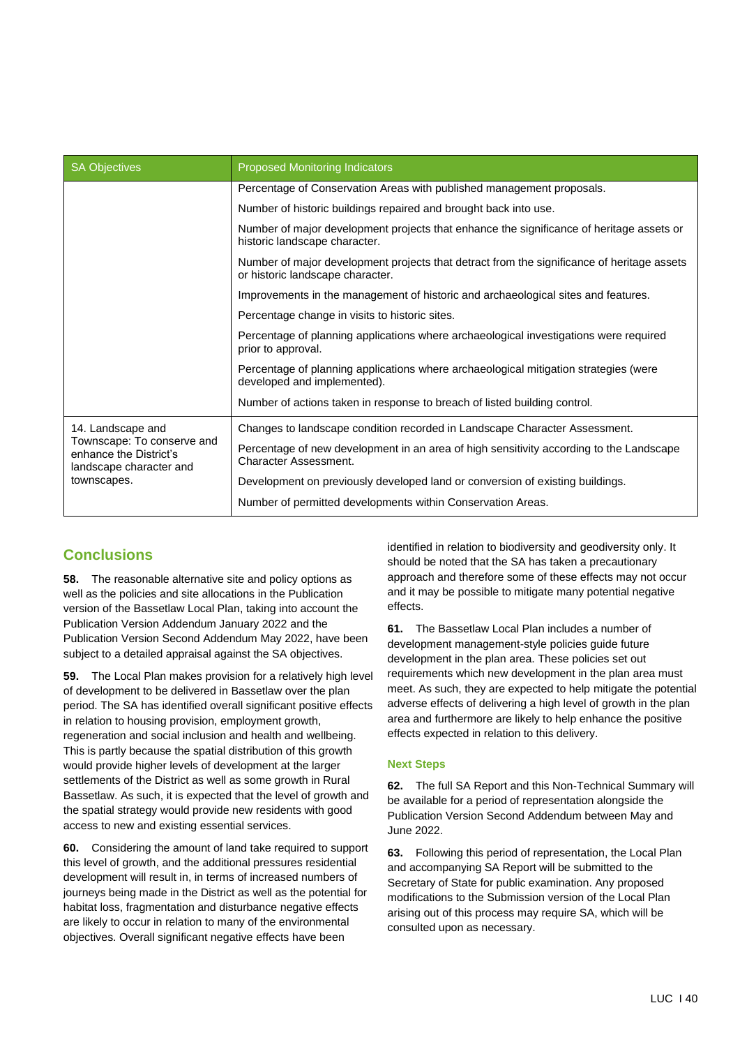| SA Objectives | Proposed Monitoring Indicators |
|---|---|
| | Percentage of Conservation Areas with published management proposals. |
| | Number of historic buildings repaired and brought back into use. |
| | Number of major development projects that enhance the significance of heritage assets or historic landscape character. |
| | Number of major development projects that detract from the significance of heritage assets or historic landscape character. |
| | Improvements in the management of historic and archaeological sites and features. |
| | Percentage change in visits to historic sites. |
| | Percentage of planning applications where archaeological investigations were required prior to approval. |
| | Percentage of planning applications where archaeological mitigation strategies (were developed and implemented). |
| | Number of actions taken in response to breach of listed building control. |
| 14. Landscape and Townscape: To conserve and enhance the District's landscape character and townscapes. | Changes to landscape condition recorded in Landscape Character Assessment. |
| | Percentage of new development in an area of high sensitivity according to the Landscape Character Assessment. |
| | Development on previously developed land or conversion of existing buildings. |
| | Number of permitted developments within Conservation Areas. |

## Conclusions

**58.** The reasonable alternative site and policy options as well as the policies and site allocations in the Publication version of the Bassetlaw Local Plan, taking into account the Publication Version Addendum January 2022 and the Publication Version Second Addendum May 2022, have been subject to a detailed appraisal against the SA objectives.

**59.** The Local Plan makes provision for a relatively high level of development to be delivered in Bassetlaw over the plan period. The SA has identified overall significant positive effects in relation to housing provision, employment growth, regeneration and social inclusion and health and wellbeing. This is partly because the spatial distribution of this growth would provide higher levels of development at the larger settlements of the District as well as some growth in Rural Bassetlaw. As such, it is expected that the level of growth and the spatial strategy would provide new residents with good access to new and existing essential services.

**60.** Considering the amount of land take required to support this level of growth, and the additional pressures residential development will result in, in terms of increased numbers of journeys being made in the District as well as the potential for habitat loss, fragmentation and disturbance negative effects are likely to occur in relation to many of the environmental objectives. Overall significant negative effects have been identified in relation to biodiversity and geodiversity only. It should be noted that the SA has taken a precautionary approach and therefore some of these effects may not occur and it may be possible to mitigate many potential negative effects.

**61.** The Bassetlaw Local Plan includes a number of development management-style policies guide future development in the plan area. These policies set out requirements which new development in the plan area must meet. As such, they are expected to help mitigate the potential adverse effects of delivering a high level of growth in the plan area and furthermore are likely to help enhance the positive effects expected in relation to this delivery.

### Next Steps

**62.** The full SA Report and this Non-Technical Summary will be available for a period of representation alongside the Publication Version Second Addendum between May and June 2022.

**63.** Following this period of representation, the Local Plan and accompanying SA Report will be submitted to the Secretary of State for public examination. Any proposed modifications to the Submission version of the Local Plan arising out of this process may require SA, which will be consulted upon as necessary.